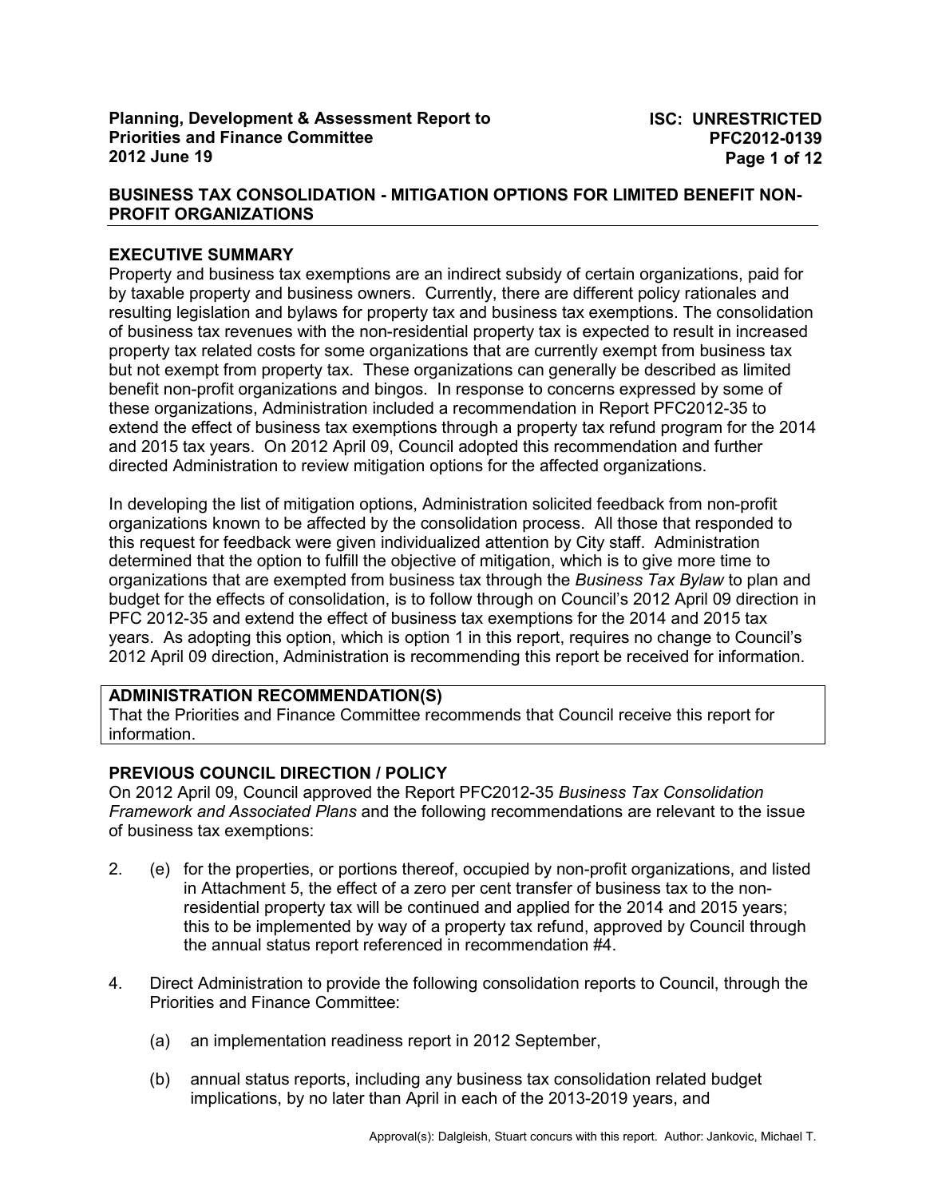**Planning, Development & Assessment Report to Priorities and Finance Committee**
**2012 June 19**

**ISC: UNRESTRICTED**
**PFC2012-0139**

## BUSINESS TAX CONSOLIDATION - MITIGATION OPTIONS FOR LIMITED BENEFIT NON-PROFIT ORGANIZATIONS

### EXECUTIVE SUMMARY

Property and business tax exemptions are an indirect subsidy of certain organizations, paid for by taxable property and business owners. Currently, there are different policy rationales and resulting legislation and bylaws for property tax and business tax exemptions. The consolidation of business tax revenues with the non-residential property tax is expected to result in increased property tax related costs for some organizations that are currently exempt from business tax but not exempt from property tax. These organizations can generally be described as limited benefit non-profit organizations and bingos. In response to concerns expressed by some of these organizations, Administration included a recommendation in Report PFC2012-35 to extend the effect of business tax exemptions through a property tax refund program for the 2014 and 2015 tax years. On 2012 April 09, Council adopted this recommendation and further directed Administration to review mitigation options for the affected organizations.

In developing the list of mitigation options, Administration solicited feedback from non-profit organizations known to be affected by the consolidation process. All those that responded to this request for feedback were given individualized attention by City staff. Administration determined that the option to fulfill the objective of mitigation, which is to give more time to organizations that are exempted from business tax through the *Business Tax Bylaw* to plan and budget for the effects of consolidation, is to follow through on Council's 2012 April 09 direction in PFC 2012-35 and extend the effect of business tax exemptions for the 2014 and 2015 tax years. As adopting this option, which is option 1 in this report, requires no change to Council's 2012 April 09 direction, Administration is recommending this report be received for information.

### ADMINISTRATION RECOMMENDATION(S)

That the Priorities and Finance Committee recommends that Council receive this report for information.

### PREVIOUS COUNCIL DIRECTION / POLICY

On 2012 April 09, Council approved the Report PFC2012-35 *Business Tax Consolidation Framework and Associated Plans* and the following recommendations are relevant to the issue of business tax exemptions:

2. (e) for the properties, or portions thereof, occupied by non-profit organizations, and listed in Attachment 5, the effect of a zero per cent transfer of business tax to the non-residential property tax will be continued and applied for the 2014 and 2015 years; this to be implemented by way of a property tax refund, approved by Council through the annual status report referenced in recommendation #4.

4. Direct Administration to provide the following consolidation reports to Council, through the Priorities and Finance Committee:

   (a) an implementation readiness report in 2012 September,

   (b) annual status reports, including any business tax consolidation related budget implications, by no later than April in each of the 2013-2019 years, and

Approval(s): Dalgleish, Stuart concurs with this report. Author: Jankovic, Michael T.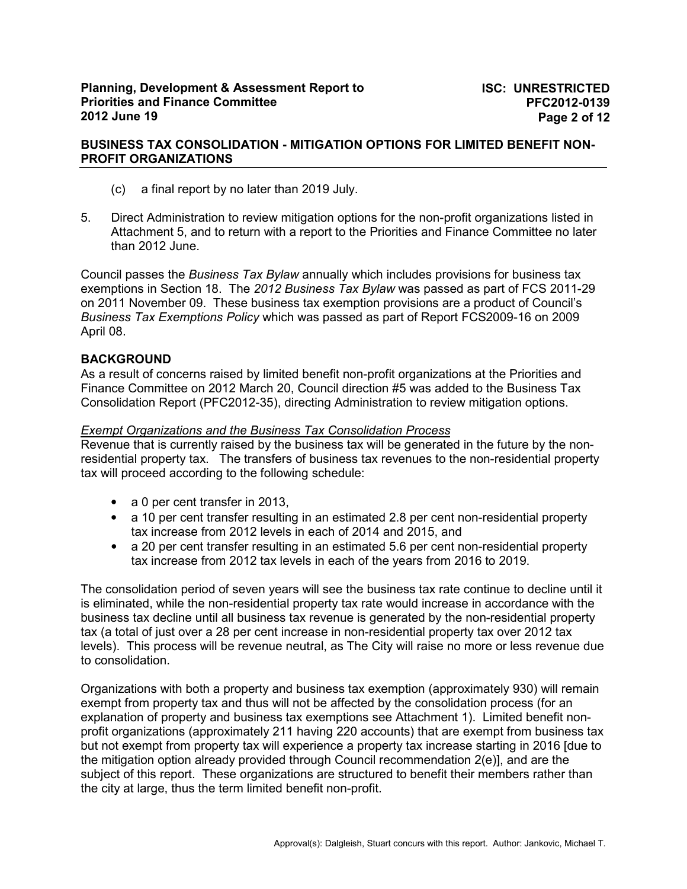(c) a final report by no later than 2019 July.

5. Direct Administration to review mitigation options for the non-profit organizations listed in Attachment 5, and to return with a report to the Priorities and Finance Committee no later than 2012 June.

Council passes the *Business Tax Bylaw* annually which includes provisions for business tax exemptions in Section 18. The *2012 Business Tax Bylaw* was passed as part of FCS 2011-29 on 2011 November 09. These business tax exemption provisions are a product of Council's *Business Tax Exemptions Policy* which was passed as part of Report FCS2009-16 on 2009 April 08.

## BACKGROUND

As a result of concerns raised by limited benefit non-profit organizations at the Priorities and Finance Committee on 2012 March 20, Council direction #5 was added to the Business Tax Consolidation Report (PFC2012-35), directing Administration to review mitigation options.

*Exempt Organizations and the Business Tax Consolidation Process*

Revenue that is currently raised by the business tax will be generated in the future by the non-residential property tax. The transfers of business tax revenues to the non-residential property tax will proceed according to the following schedule:

- a 0 per cent transfer in 2013,
- a 10 per cent transfer resulting in an estimated 2.8 per cent non-residential property tax increase from 2012 levels in each of 2014 and 2015, and
- a 20 per cent transfer resulting in an estimated 5.6 per cent non-residential property tax increase from 2012 tax levels in each of the years from 2016 to 2019.

The consolidation period of seven years will see the business tax rate continue to decline until it is eliminated, while the non-residential property tax rate would increase in accordance with the business tax decline until all business tax revenue is generated by the non-residential property tax (a total of just over a 28 per cent increase in non-residential property tax over 2012 tax levels). This process will be revenue neutral, as The City will raise no more or less revenue due to consolidation.

Organizations with both a property and business tax exemption (approximately 930) will remain exempt from property tax and thus will not be affected by the consolidation process (for an explanation of property and business tax exemptions see Attachment 1). Limited benefit non-profit organizations (approximately 211 having 220 accounts) that are exempt from business tax but not exempt from property tax will experience a property tax increase starting in 2016 [due to the mitigation option already provided through Council recommendation 2(e)], and are the subject of this report. These organizations are structured to benefit their members rather than the city at large, thus the term limited benefit non-profit.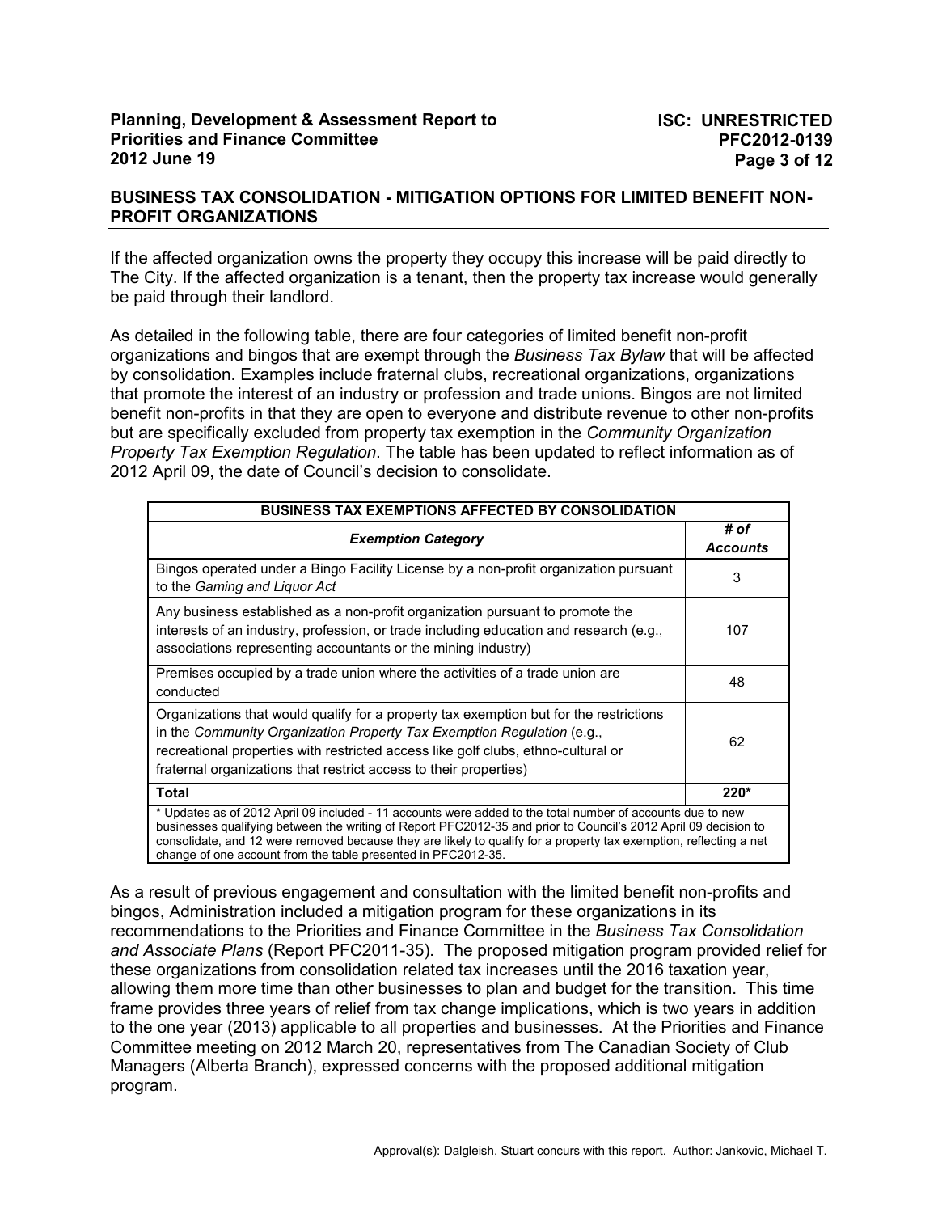## BUSINESS TAX CONSOLIDATION - MITIGATION OPTIONS FOR LIMITED BENEFIT NON-PROFIT ORGANIZATIONS

If the affected organization owns the property they occupy this increase will be paid directly to The City. If the affected organization is a tenant, then the property tax increase would generally be paid through their landlord.

As detailed in the following table, there are four categories of limited benefit non-profit organizations and bingos that are exempt through the *Business Tax Bylaw* that will be affected by consolidation. Examples include fraternal clubs, recreational organizations, organizations that promote the interest of an industry or profession and trade unions. Bingos are not limited benefit non-profits in that they are open to everyone and distribute revenue to other non-profits but are specifically excluded from property tax exemption in the *Community Organization Property Tax Exemption Regulation*. The table has been updated to reflect information as of 2012 April 09, the date of Council's decision to consolidate.

| **BUSINESS TAX EXEMPTIONS AFFECTED BY CONSOLIDATION** | |
|---|---|
| ***Exemption Category*** | ***# of Accounts*** |
| Bingos operated under a Bingo Facility License by a non-profit organization pursuant to the *Gaming and Liquor Act* | 3 |
| Any business established as a non-profit organization pursuant to promote the interests of an industry, profession, or trade including education and research (e.g., associations representing accountants or the mining industry) | 107 |
| Premises occupied by a trade union where the activities of a trade union are conducted | 48 |
| Organizations that would qualify for a property tax exemption but for the restrictions in the *Community Organization Property Tax Exemption Regulation* (e.g., recreational properties with restricted access like golf clubs, ethno-cultural or fraternal organizations that restrict access to their properties) | 62 |
| **Total** | **220*** |

\* Updates as of 2012 April 09 included - 11 accounts were added to the total number of accounts due to new businesses qualifying between the writing of Report PFC2012-35 and prior to Council's 2012 April 09 decision to consolidate, and 12 were removed because they are likely to qualify for a property tax exemption, reflecting a net change of one account from the table presented in PFC2012-35.

As a result of previous engagement and consultation with the limited benefit non-profits and bingos, Administration included a mitigation program for these organizations in its recommendations to the Priorities and Finance Committee in the *Business Tax Consolidation and Associate Plans* (Report PFC2011-35). The proposed mitigation program provided relief for these organizations from consolidation related tax increases until the 2016 taxation year, allowing them more time than other businesses to plan and budget for the transition. This time frame provides three years of relief from tax change implications, which is two years in addition to the one year (2013) applicable to all properties and businesses. At the Priorities and Finance Committee meeting on 2012 March 20, representatives from The Canadian Society of Club Managers (Alberta Branch), expressed concerns with the proposed additional mitigation program.

Approval(s): Dalgleish, Stuart concurs with this report. Author: Jankovic, Michael T.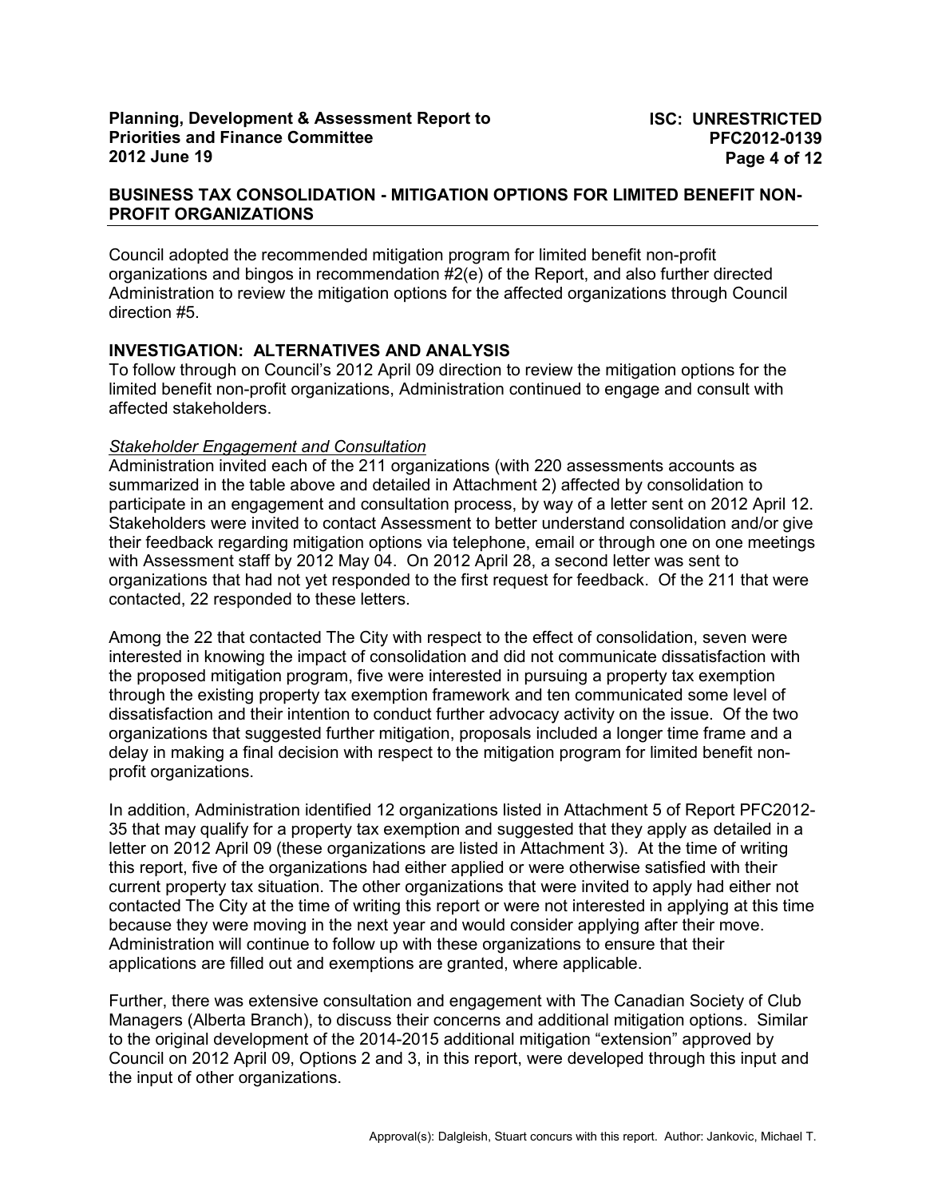## BUSINESS TAX CONSOLIDATION - MITIGATION OPTIONS FOR LIMITED BENEFIT NON-PROFIT ORGANIZATIONS

Council adopted the recommended mitigation program for limited benefit non-profit organizations and bingos in recommendation #2(e) of the Report, and also further directed Administration to review the mitigation options for the affected organizations through Council direction #5.

### INVESTIGATION: ALTERNATIVES AND ANALYSIS

To follow through on Council's 2012 April 09 direction to review the mitigation options for the limited benefit non-profit organizations, Administration continued to engage and consult with affected stakeholders.

*Stakeholder Engagement and Consultation*

Administration invited each of the 211 organizations (with 220 assessments accounts as summarized in the table above and detailed in Attachment 2) affected by consolidation to participate in an engagement and consultation process, by way of a letter sent on 2012 April 12. Stakeholders were invited to contact Assessment to better understand consolidation and/or give their feedback regarding mitigation options via telephone, email or through one on one meetings with Assessment staff by 2012 May 04. On 2012 April 28, a second letter was sent to organizations that had not yet responded to the first request for feedback. Of the 211 that were contacted, 22 responded to these letters.

Among the 22 that contacted The City with respect to the effect of consolidation, seven were interested in knowing the impact of consolidation and did not communicate dissatisfaction with the proposed mitigation program, five were interested in pursuing a property tax exemption through the existing property tax exemption framework and ten communicated some level of dissatisfaction and their intention to conduct further advocacy activity on the issue. Of the two organizations that suggested further mitigation, proposals included a longer time frame and a delay in making a final decision with respect to the mitigation program for limited benefit non-profit organizations.

In addition, Administration identified 12 organizations listed in Attachment 5 of Report PFC2012-35 that may qualify for a property tax exemption and suggested that they apply as detailed in a letter on 2012 April 09 (these organizations are listed in Attachment 3). At the time of writing this report, five of the organizations had either applied or were otherwise satisfied with their current property tax situation. The other organizations that were invited to apply had either not contacted The City at the time of writing this report or were not interested in applying at this time because they were moving in the next year and would consider applying after their move. Administration will continue to follow up with these organizations to ensure that their applications are filled out and exemptions are granted, where applicable.

Further, there was extensive consultation and engagement with The Canadian Society of Club Managers (Alberta Branch), to discuss their concerns and additional mitigation options. Similar to the original development of the 2014-2015 additional mitigation "extension" approved by Council on 2012 April 09, Options 2 and 3, in this report, were developed through this input and the input of other organizations.

Approval(s): Dalgleish, Stuart concurs with this report. Author: Jankovic, Michael T.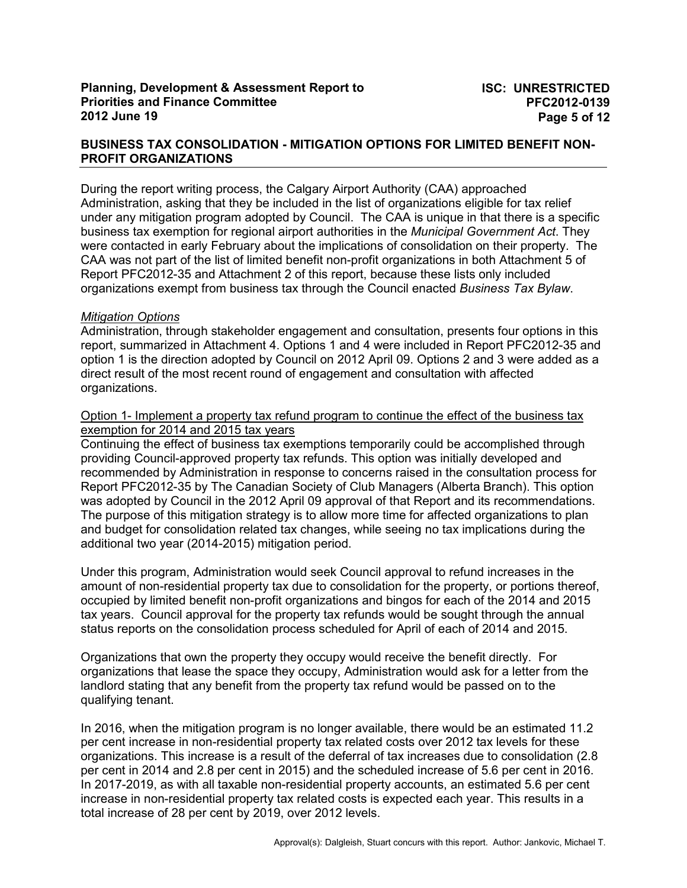## BUSINESS TAX CONSOLIDATION - MITIGATION OPTIONS FOR LIMITED BENEFIT NON-PROFIT ORGANIZATIONS

During the report writing process, the Calgary Airport Authority (CAA) approached Administration, asking that they be included in the list of organizations eligible for tax relief under any mitigation program adopted by Council. The CAA is unique in that there is a specific business tax exemption for regional airport authorities in the *Municipal Government Act*. They were contacted in early February about the implications of consolidation on their property. The CAA was not part of the list of limited benefit non-profit organizations in both Attachment 5 of Report PFC2012-35 and Attachment 2 of this report, because these lists only included organizations exempt from business tax through the Council enacted *Business Tax Bylaw*.

*Mitigation Options*

Administration, through stakeholder engagement and consultation, presents four options in this report, summarized in Attachment 4. Options 1 and 4 were included in Report PFC2012-35 and option 1 is the direction adopted by Council on 2012 April 09. Options 2 and 3 were added as a direct result of the most recent round of engagement and consultation with affected organizations.

<u>Option 1- Implement a property tax refund program to continue the effect of the business tax exemption for 2014 and 2015 tax years</u>

Continuing the effect of business tax exemptions temporarily could be accomplished through providing Council-approved property tax refunds. This option was initially developed and recommended by Administration in response to concerns raised in the consultation process for Report PFC2012-35 by The Canadian Society of Club Managers (Alberta Branch). This option was adopted by Council in the 2012 April 09 approval of that Report and its recommendations. The purpose of this mitigation strategy is to allow more time for affected organizations to plan and budget for consolidation related tax changes, while seeing no tax implications during the additional two year (2014-2015) mitigation period.

Under this program, Administration would seek Council approval to refund increases in the amount of non-residential property tax due to consolidation for the property, or portions thereof, occupied by limited benefit non-profit organizations and bingos for each of the 2014 and 2015 tax years. Council approval for the property tax refunds would be sought through the annual status reports on the consolidation process scheduled for April of each of 2014 and 2015.

Organizations that own the property they occupy would receive the benefit directly. For organizations that lease the space they occupy, Administration would ask for a letter from the landlord stating that any benefit from the property tax refund would be passed on to the qualifying tenant.

In 2016, when the mitigation program is no longer available, there would be an estimated 11.2 per cent increase in non-residential property tax related costs over 2012 tax levels for these organizations. This increase is a result of the deferral of tax increases due to consolidation (2.8 per cent in 2014 and 2.8 per cent in 2015) and the scheduled increase of 5.6 per cent in 2016. In 2017-2019, as with all taxable non-residential property accounts, an estimated 5.6 per cent increase in non-residential property tax related costs is expected each year. This results in a total increase of 28 per cent by 2019, over 2012 levels.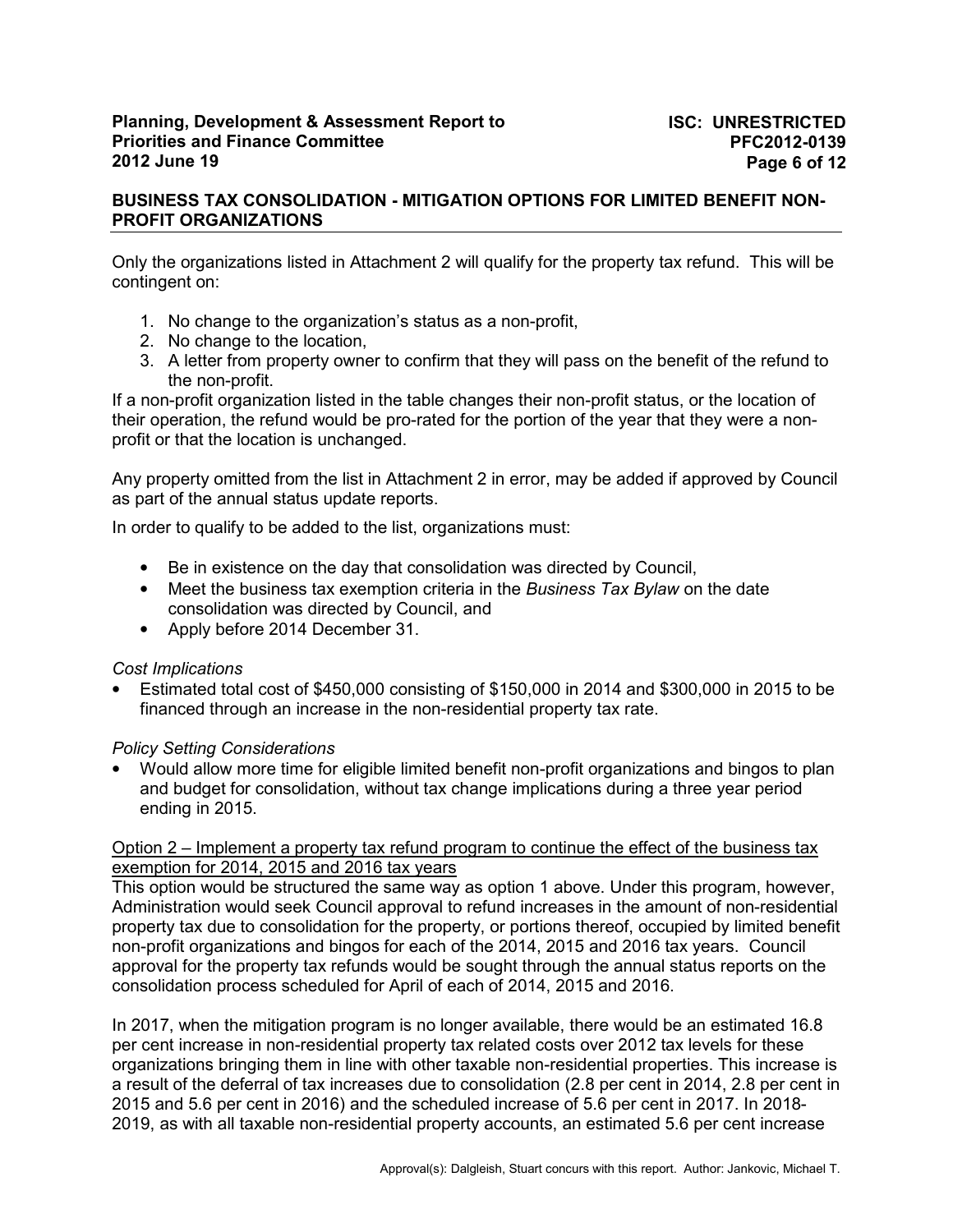Only the organizations listed in Attachment 2 will qualify for the property tax refund. This will be contingent on:

1. No change to the organization's status as a non-profit,
2. No change to the location,
3. A letter from property owner to confirm that they will pass on the benefit of the refund to the non-profit.

If a non-profit organization listed in the table changes their non-profit status, or the location of their operation, the refund would be pro-rated for the portion of the year that they were a non-profit or that the location is unchanged.

Any property omitted from the list in Attachment 2 in error, may be added if approved by Council as part of the annual status update reports.

In order to qualify to be added to the list, organizations must:

- Be in existence on the day that consolidation was directed by Council,
- Meet the business tax exemption criteria in the *Business Tax Bylaw* on the date consolidation was directed by Council, and
- Apply before 2014 December 31.

*Cost Implications*

- Estimated total cost of $450,000 consisting of $150,000 in 2014 and $300,000 in 2015 to be financed through an increase in the non-residential property tax rate.

*Policy Setting Considerations*

- Would allow more time for eligible limited benefit non-profit organizations and bingos to plan and budget for consolidation, without tax change implications during a three year period ending in 2015.

<u>Option 2 – Implement a property tax refund program to continue the effect of the business tax exemption for 2014, 2015 and 2016 tax years</u>

This option would be structured the same way as option 1 above. Under this program, however, Administration would seek Council approval to refund increases in the amount of non-residential property tax due to consolidation for the property, or portions thereof, occupied by limited benefit non-profit organizations and bingos for each of the 2014, 2015 and 2016 tax years. Council approval for the property tax refunds would be sought through the annual status reports on the consolidation process scheduled for April of each of 2014, 2015 and 2016.

In 2017, when the mitigation program is no longer available, there would be an estimated 16.8 per cent increase in non-residential property tax related costs over 2012 tax levels for these organizations bringing them in line with other taxable non-residential properties. This increase is a result of the deferral of tax increases due to consolidation (2.8 per cent in 2014, 2.8 per cent in 2015 and 5.6 per cent in 2016) and the scheduled increase of 5.6 per cent in 2017. In 2018-2019, as with all taxable non-residential property accounts, an estimated 5.6 per cent increase

Approval(s): Dalgleish, Stuart concurs with this report. Author: Jankovic, Michael T.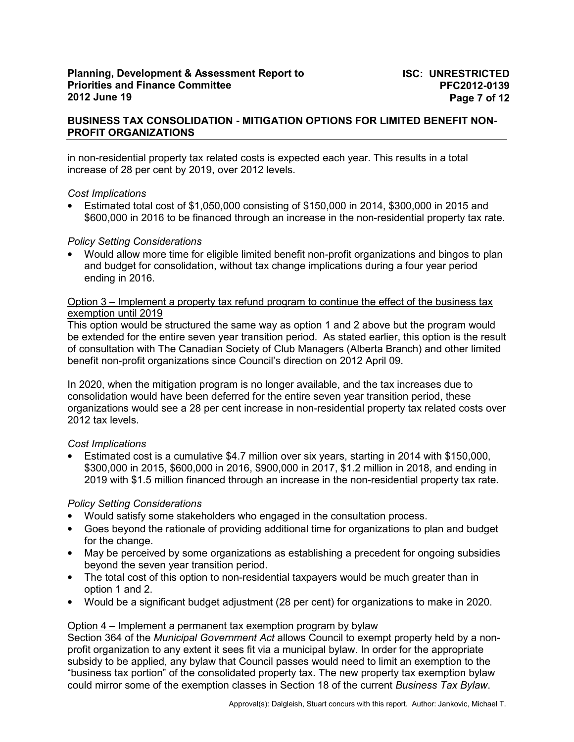in non-residential property tax related costs is expected each year. This results in a total increase of 28 per cent by 2019, over 2012 levels.

*Cost Implications*

- Estimated total cost of $1,050,000 consisting of $150,000 in 2014, $300,000 in 2015 and $600,000 in 2016 to be financed through an increase in the non-residential property tax rate.

*Policy Setting Considerations*

- Would allow more time for eligible limited benefit non-profit organizations and bingos to plan and budget for consolidation, without tax change implications during a four year period ending in 2016.

<u>Option 3 – Implement a property tax refund program to continue the effect of the business tax exemption until 2019</u>

This option would be structured the same way as option 1 and 2 above but the program would be extended for the entire seven year transition period. As stated earlier, this option is the result of consultation with The Canadian Society of Club Managers (Alberta Branch) and other limited benefit non-profit organizations since Council's direction on 2012 April 09.

In 2020, when the mitigation program is no longer available, and the tax increases due to consolidation would have been deferred for the entire seven year transition period, these organizations would see a 28 per cent increase in non-residential property tax related costs over 2012 tax levels.

*Cost Implications*

- Estimated cost is a cumulative $4.7 million over six years, starting in 2014 with $150,000, $300,000 in 2015, $600,000 in 2016, $900,000 in 2017, $1.2 million in 2018, and ending in 2019 with $1.5 million financed through an increase in the non-residential property tax rate.

*Policy Setting Considerations*

- Would satisfy some stakeholders who engaged in the consultation process.
- Goes beyond the rationale of providing additional time for organizations to plan and budget for the change.
- May be perceived by some organizations as establishing a precedent for ongoing subsidies beyond the seven year transition period.
- The total cost of this option to non-residential taxpayers would be much greater than in option 1 and 2.
- Would be a significant budget adjustment (28 per cent) for organizations to make in 2020.

<u>Option 4 – Implement a permanent tax exemption program by bylaw</u>

Section 364 of the *Municipal Government Act* allows Council to exempt property held by a non-profit organization to any extent it sees fit via a municipal bylaw. In order for the appropriate subsidy to be applied, any bylaw that Council passes would need to limit an exemption to the "business tax portion" of the consolidated property tax. The new property tax exemption bylaw could mirror some of the exemption classes in Section 18 of the current *Business Tax Bylaw*.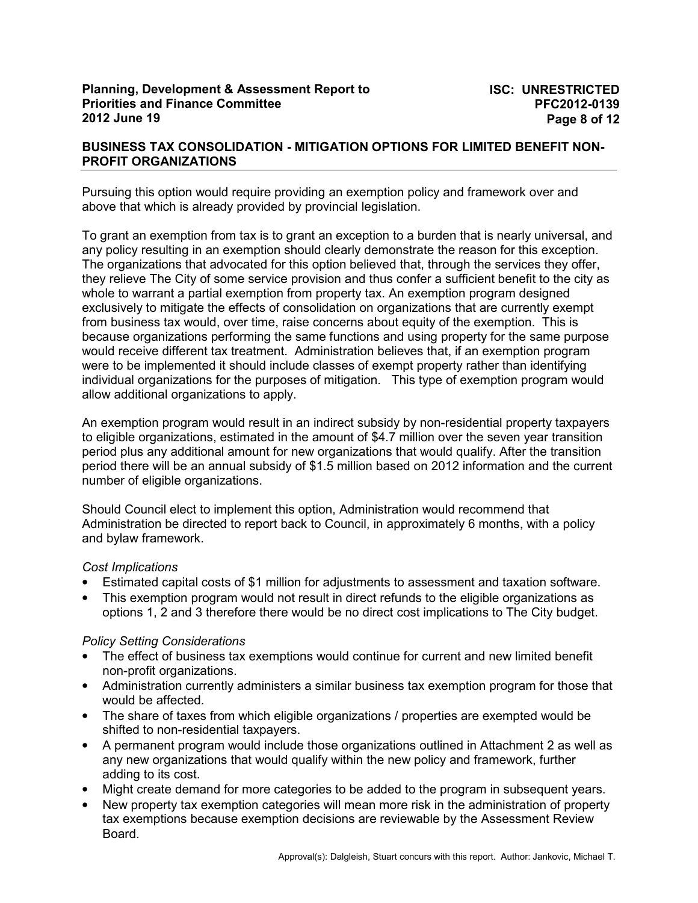## BUSINESS TAX CONSOLIDATION - MITIGATION OPTIONS FOR LIMITED BENEFIT NON-PROFIT ORGANIZATIONS

Pursuing this option would require providing an exemption policy and framework over and above that which is already provided by provincial legislation.

To grant an exemption from tax is to grant an exception to a burden that is nearly universal, and any policy resulting in an exemption should clearly demonstrate the reason for this exception. The organizations that advocated for this option believed that, through the services they offer, they relieve The City of some service provision and thus confer a sufficient benefit to the city as whole to warrant a partial exemption from property tax. An exemption program designed exclusively to mitigate the effects of consolidation on organizations that are currently exempt from business tax would, over time, raise concerns about equity of the exemption. This is because organizations performing the same functions and using property for the same purpose would receive different tax treatment. Administration believes that, if an exemption program were to be implemented it should include classes of exempt property rather than identifying individual organizations for the purposes of mitigation. This type of exemption program would allow additional organizations to apply.

An exemption program would result in an indirect subsidy by non-residential property taxpayers to eligible organizations, estimated in the amount of $4.7 million over the seven year transition period plus any additional amount for new organizations that would qualify. After the transition period there will be an annual subsidy of $1.5 million based on 2012 information and the current number of eligible organizations.

Should Council elect to implement this option, Administration would recommend that Administration be directed to report back to Council, in approximately 6 months, with a policy and bylaw framework.

*Cost Implications*

- Estimated capital costs of $1 million for adjustments to assessment and taxation software.
- This exemption program would not result in direct refunds to the eligible organizations as options 1, 2 and 3 therefore there would be no direct cost implications to The City budget.

*Policy Setting Considerations*

- The effect of business tax exemptions would continue for current and new limited benefit non-profit organizations.
- Administration currently administers a similar business tax exemption program for those that would be affected.
- The share of taxes from which eligible organizations / properties are exempted would be shifted to non-residential taxpayers.
- A permanent program would include those organizations outlined in Attachment 2 as well as any new organizations that would qualify within the new policy and framework, further adding to its cost.
- Might create demand for more categories to be added to the program in subsequent years.
- New property tax exemption categories will mean more risk in the administration of property tax exemptions because exemption decisions are reviewable by the Assessment Review Board.

Approval(s): Dalgleish, Stuart concurs with this report. Author: Jankovic, Michael T.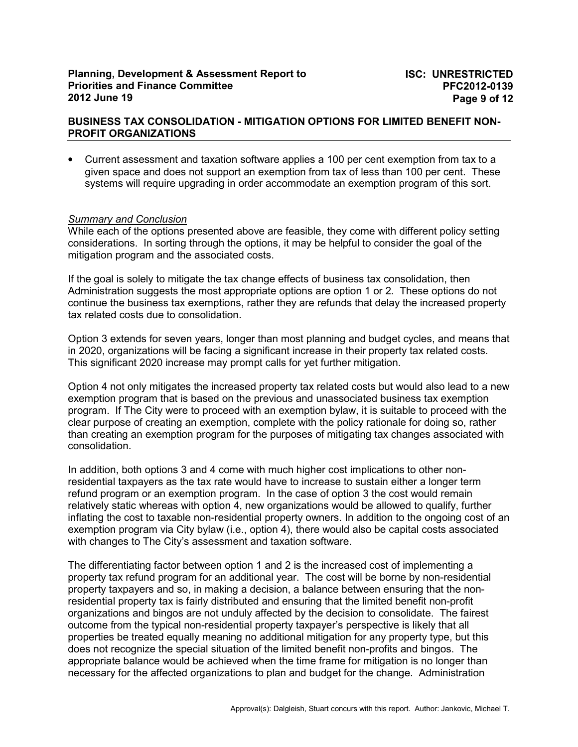- Current assessment and taxation software applies a 100 per cent exemption from tax to a given space and does not support an exemption from tax of less than 100 per cent. These systems will require upgrading in order accommodate an exemption program of this sort.

*Summary and Conclusion*

While each of the options presented above are feasible, they come with different policy setting considerations. In sorting through the options, it may be helpful to consider the goal of the mitigation program and the associated costs.

If the goal is solely to mitigate the tax change effects of business tax consolidation, then Administration suggests the most appropriate options are option 1 or 2. These options do not continue the business tax exemptions, rather they are refunds that delay the increased property tax related costs due to consolidation.

Option 3 extends for seven years, longer than most planning and budget cycles, and means that in 2020, organizations will be facing a significant increase in their property tax related costs. This significant 2020 increase may prompt calls for yet further mitigation.

Option 4 not only mitigates the increased property tax related costs but would also lead to a new exemption program that is based on the previous and unassociated business tax exemption program. If The City were to proceed with an exemption bylaw, it is suitable to proceed with the clear purpose of creating an exemption, complete with the policy rationale for doing so, rather than creating an exemption program for the purposes of mitigating tax changes associated with consolidation.

In addition, both options 3 and 4 come with much higher cost implications to other non-residential taxpayers as the tax rate would have to increase to sustain either a longer term refund program or an exemption program. In the case of option 3 the cost would remain relatively static whereas with option 4, new organizations would be allowed to qualify, further inflating the cost to taxable non-residential property owners. In addition to the ongoing cost of an exemption program via City bylaw (i.e., option 4), there would also be capital costs associated with changes to The City's assessment and taxation software.

The differentiating factor between option 1 and 2 is the increased cost of implementing a property tax refund program for an additional year. The cost will be borne by non-residential property taxpayers and so, in making a decision, a balance between ensuring that the non-residential property tax is fairly distributed and ensuring that the limited benefit non-profit organizations and bingos are not unduly affected by the decision to consolidate. The fairest outcome from the typical non-residential property taxpayer's perspective is likely that all properties be treated equally meaning no additional mitigation for any property type, but this does not recognize the special situation of the limited benefit non-profits and bingos. The appropriate balance would be achieved when the time frame for mitigation is no longer than necessary for the affected organizations to plan and budget for the change. Administration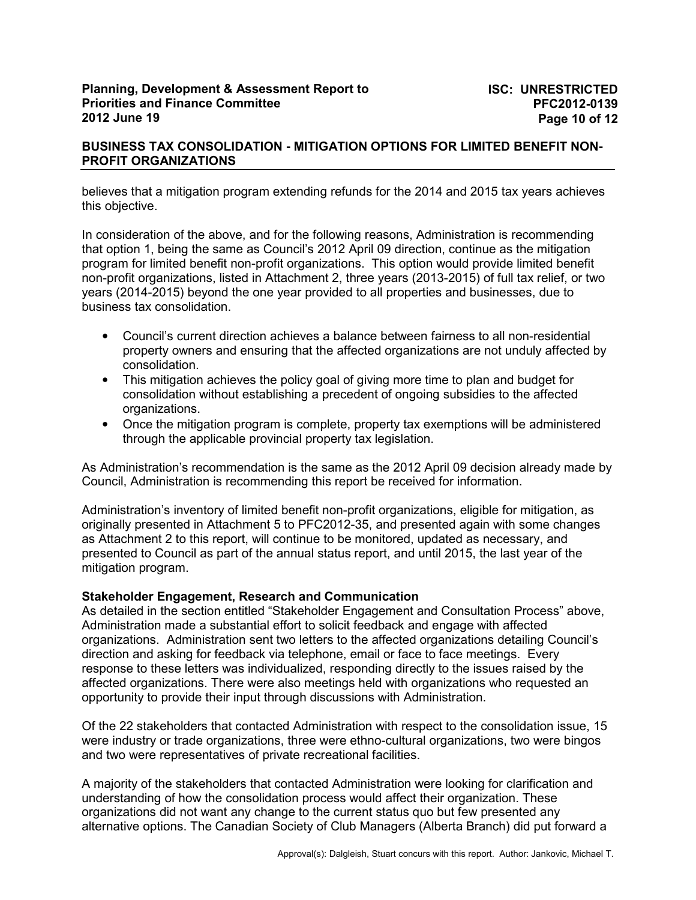believes that a mitigation program extending refunds for the 2014 and 2015 tax years achieves this objective.

In consideration of the above, and for the following reasons, Administration is recommending that option 1, being the same as Council's 2012 April 09 direction, continue as the mitigation program for limited benefit non-profit organizations. This option would provide limited benefit non-profit organizations, listed in Attachment 2, three years (2013-2015) of full tax relief, or two years (2014-2015) beyond the one year provided to all properties and businesses, due to business tax consolidation.

- Council's current direction achieves a balance between fairness to all non-residential property owners and ensuring that the affected organizations are not unduly affected by consolidation.
- This mitigation achieves the policy goal of giving more time to plan and budget for consolidation without establishing a precedent of ongoing subsidies to the affected organizations.
- Once the mitigation program is complete, property tax exemptions will be administered through the applicable provincial property tax legislation.

As Administration's recommendation is the same as the 2012 April 09 decision already made by Council, Administration is recommending this report be received for information.

Administration's inventory of limited benefit non-profit organizations, eligible for mitigation, as originally presented in Attachment 5 to PFC2012-35, and presented again with some changes as Attachment 2 to this report, will continue to be monitored, updated as necessary, and presented to Council as part of the annual status report, and until 2015, the last year of the mitigation program.

**Stakeholder Engagement, Research and Communication**

As detailed in the section entitled "Stakeholder Engagement and Consultation Process" above, Administration made a substantial effort to solicit feedback and engage with affected organizations. Administration sent two letters to the affected organizations detailing Council's direction and asking for feedback via telephone, email or face to face meetings. Every response to these letters was individualized, responding directly to the issues raised by the affected organizations. There were also meetings held with organizations who requested an opportunity to provide their input through discussions with Administration.

Of the 22 stakeholders that contacted Administration with respect to the consolidation issue, 15 were industry or trade organizations, three were ethno-cultural organizations, two were bingos and two were representatives of private recreational facilities.

A majority of the stakeholders that contacted Administration were looking for clarification and understanding of how the consolidation process would affect their organization. These organizations did not want any change to the current status quo but few presented any alternative options. The Canadian Society of Club Managers (Alberta Branch) did put forward a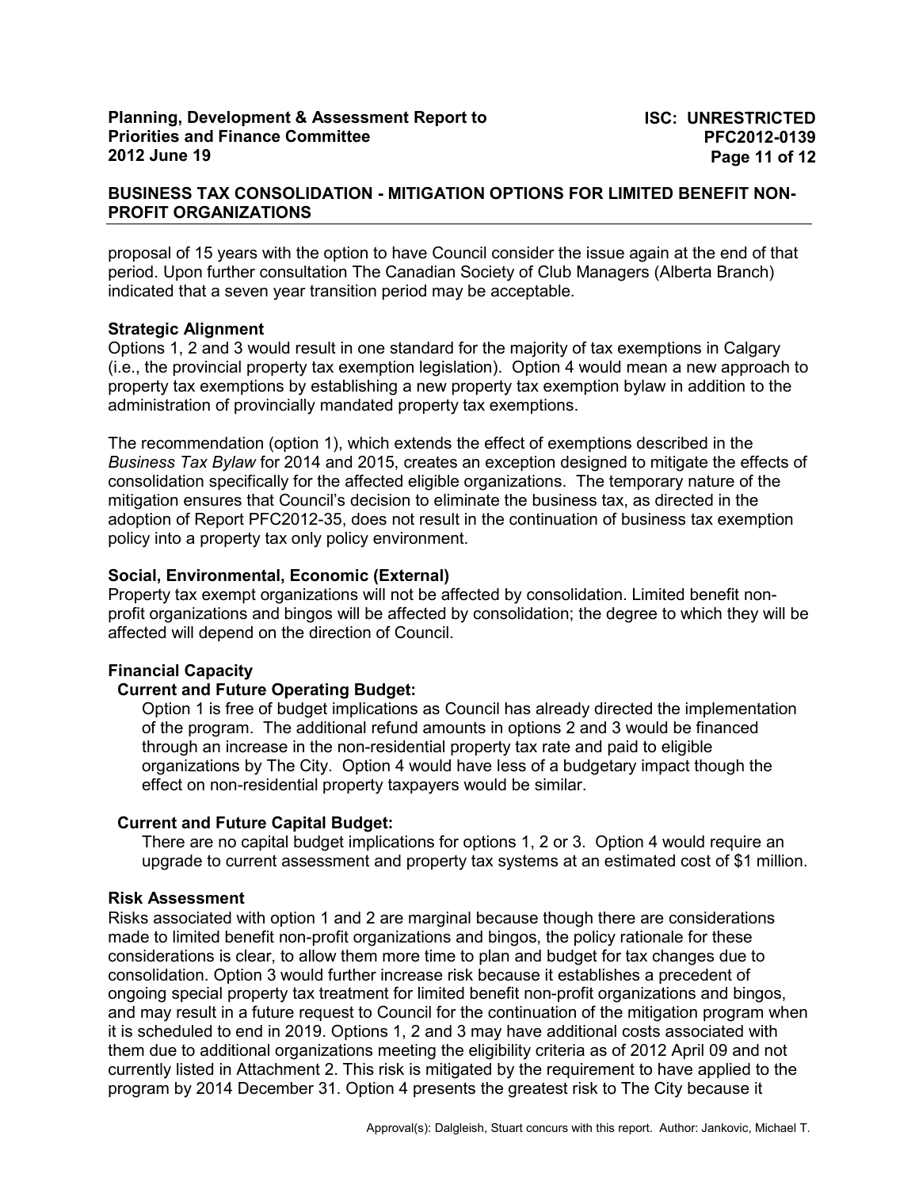proposal of 15 years with the option to have Council consider the issue again at the end of that period. Upon further consultation The Canadian Society of Club Managers (Alberta Branch) indicated that a seven year transition period may be acceptable.

**Strategic Alignment**

Options 1, 2 and 3 would result in one standard for the majority of tax exemptions in Calgary (i.e., the provincial property tax exemption legislation). Option 4 would mean a new approach to property tax exemptions by establishing a new property tax exemption bylaw in addition to the administration of provincially mandated property tax exemptions.

The recommendation (option 1), which extends the effect of exemptions described in the *Business Tax Bylaw* for 2014 and 2015, creates an exception designed to mitigate the effects of consolidation specifically for the affected eligible organizations. The temporary nature of the mitigation ensures that Council's decision to eliminate the business tax, as directed in the adoption of Report PFC2012-35, does not result in the continuation of business tax exemption policy into a property tax only policy environment.

**Social, Environmental, Economic (External)**

Property tax exempt organizations will not be affected by consolidation. Limited benefit non-profit organizations and bingos will be affected by consolidation; the degree to which they will be affected will depend on the direction of Council.

**Financial Capacity**

**Current and Future Operating Budget:**

Option 1 is free of budget implications as Council has already directed the implementation of the program. The additional refund amounts in options 2 and 3 would be financed through an increase in the non-residential property tax rate and paid to eligible organizations by The City. Option 4 would have less of a budgetary impact though the effect on non-residential property taxpayers would be similar.

**Current and Future Capital Budget:**

There are no capital budget implications for options 1, 2 or 3. Option 4 would require an upgrade to current assessment and property tax systems at an estimated cost of $1 million.

**Risk Assessment**

Risks associated with option 1 and 2 are marginal because though there are considerations made to limited benefit non-profit organizations and bingos, the policy rationale for these considerations is clear, to allow them more time to plan and budget for tax changes due to consolidation. Option 3 would further increase risk because it establishes a precedent of ongoing special property tax treatment for limited benefit non-profit organizations and bingos, and may result in a future request to Council for the continuation of the mitigation program when it is scheduled to end in 2019. Options 1, 2 and 3 may have additional costs associated with them due to additional organizations meeting the eligibility criteria as of 2012 April 09 and not currently listed in Attachment 2. This risk is mitigated by the requirement to have applied to the program by 2014 December 31. Option 4 presents the greatest risk to The City because it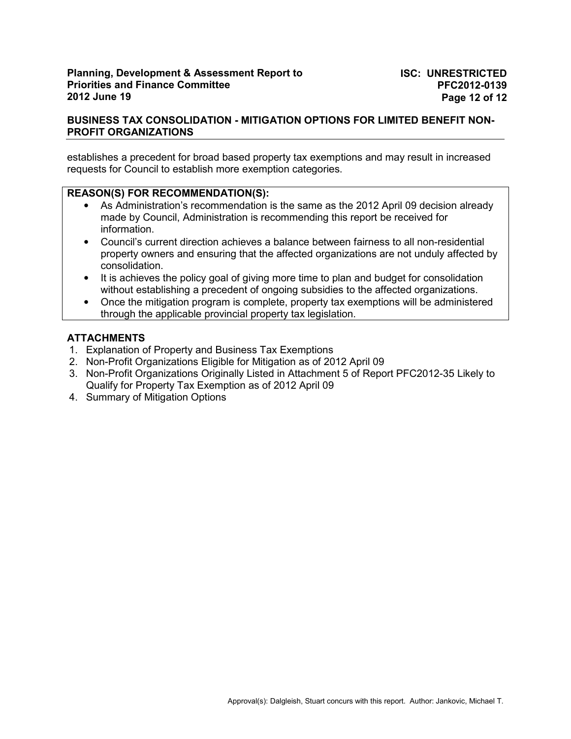establishes a precedent for broad based property tax exemptions and may result in increased requests for Council to establish more exemption categories.

**REASON(S) FOR RECOMMENDATION(S):**

- As Administration's recommendation is the same as the 2012 April 09 decision already made by Council, Administration is recommending this report be received for information.
- Council's current direction achieves a balance between fairness to all non-residential property owners and ensuring that the affected organizations are not unduly affected by consolidation.
- It is achieves the policy goal of giving more time to plan and budget for consolidation without establishing a precedent of ongoing subsidies to the affected organizations.
- Once the mitigation program is complete, property tax exemptions will be administered through the applicable provincial property tax legislation.

**ATTACHMENTS**

1. Explanation of Property and Business Tax Exemptions
2. Non-Profit Organizations Eligible for Mitigation as of 2012 April 09
3. Non-Profit Organizations Originally Listed in Attachment 5 of Report PFC2012-35 Likely to Qualify for Property Tax Exemption as of 2012 April 09
4. Summary of Mitigation Options

Approval(s): Dalgleish, Stuart concurs with this report. Author: Jankovic, Michael T.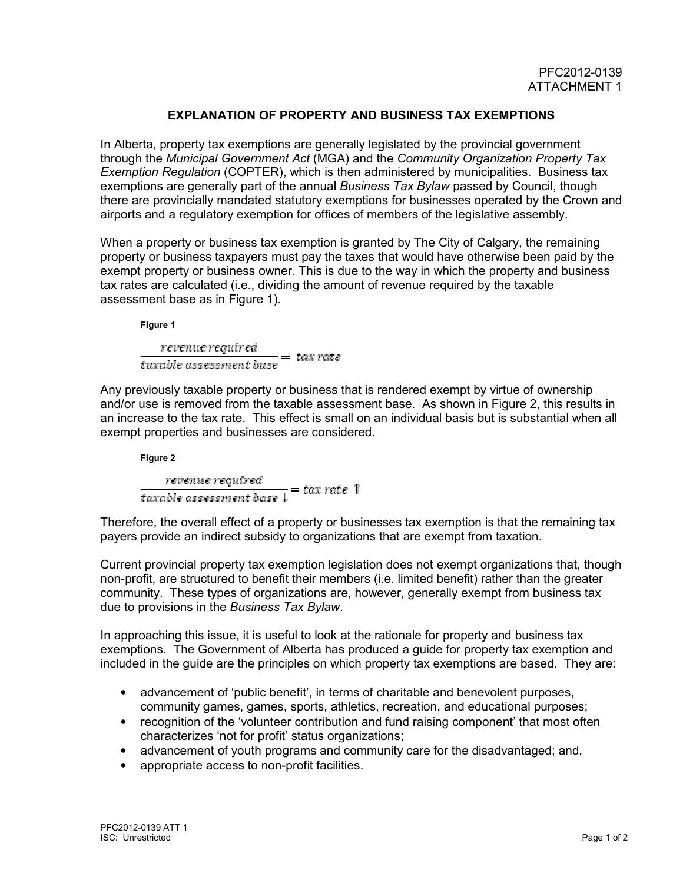PFC2012-0139
ATTACHMENT 1

## EXPLANATION OF PROPERTY AND BUSINESS TAX EXEMPTIONS

In Alberta, property tax exemptions are generally legislated by the provincial government through the *Municipal Government Act* (MGA) and the *Community Organization Property Tax Exemption Regulation* (COPTER), which is then administered by municipalities. Business tax exemptions are generally part of the annual *Business Tax Bylaw* passed by Council, though there are provincially mandated statutory exemptions for businesses operated by the Crown and airports and a regulatory exemption for offices of members of the legislative assembly.

When a property or business tax exemption is granted by The City of Calgary, the remaining property or business taxpayers must pay the taxes that would have otherwise been paid by the exempt property or business owner. This is due to the way in which the property and business tax rates are calculated (i.e., dividing the amount of revenue required by the taxable assessment base as in Figure 1).

**Figure 1**

$$\frac{\textit{revenue required}}{\textit{taxable assessment base}} = \textit{tax rate}$$

Any previously taxable property or business that is rendered exempt by virtue of ownership and/or use is removed from the taxable assessment base. As shown in Figure 2, this results in an increase to the tax rate. This effect is small on an individual basis but is substantial when all exempt properties and businesses are considered.

**Figure 2**

$$\frac{\textit{revenue required}}{\textit{taxable assessment base} \downarrow} = \textit{tax rate} \uparrow$$

Therefore, the overall effect of a property or businesses tax exemption is that the remaining tax payers provide an indirect subsidy to organizations that are exempt from taxation.

Current provincial property tax exemption legislation does not exempt organizations that, though non-profit, are structured to benefit their members (i.e. limited benefit) rather than the greater community. These types of organizations are, however, generally exempt from business tax due to provisions in the *Business Tax Bylaw*.

In approaching this issue, it is useful to look at the rationale for property and business tax exemptions. The Government of Alberta has produced a guide for property tax exemption and included in the guide are the principles on which property tax exemptions are based. They are:

- advancement of 'public benefit', in terms of charitable and benevolent purposes, community games, games, sports, athletics, recreation, and educational purposes;
- recognition of the 'volunteer contribution and fund raising component' that most often characterizes 'not for profit' status organizations;
- advancement of youth programs and community care for the disadvantaged; and,
- appropriate access to non-profit facilities.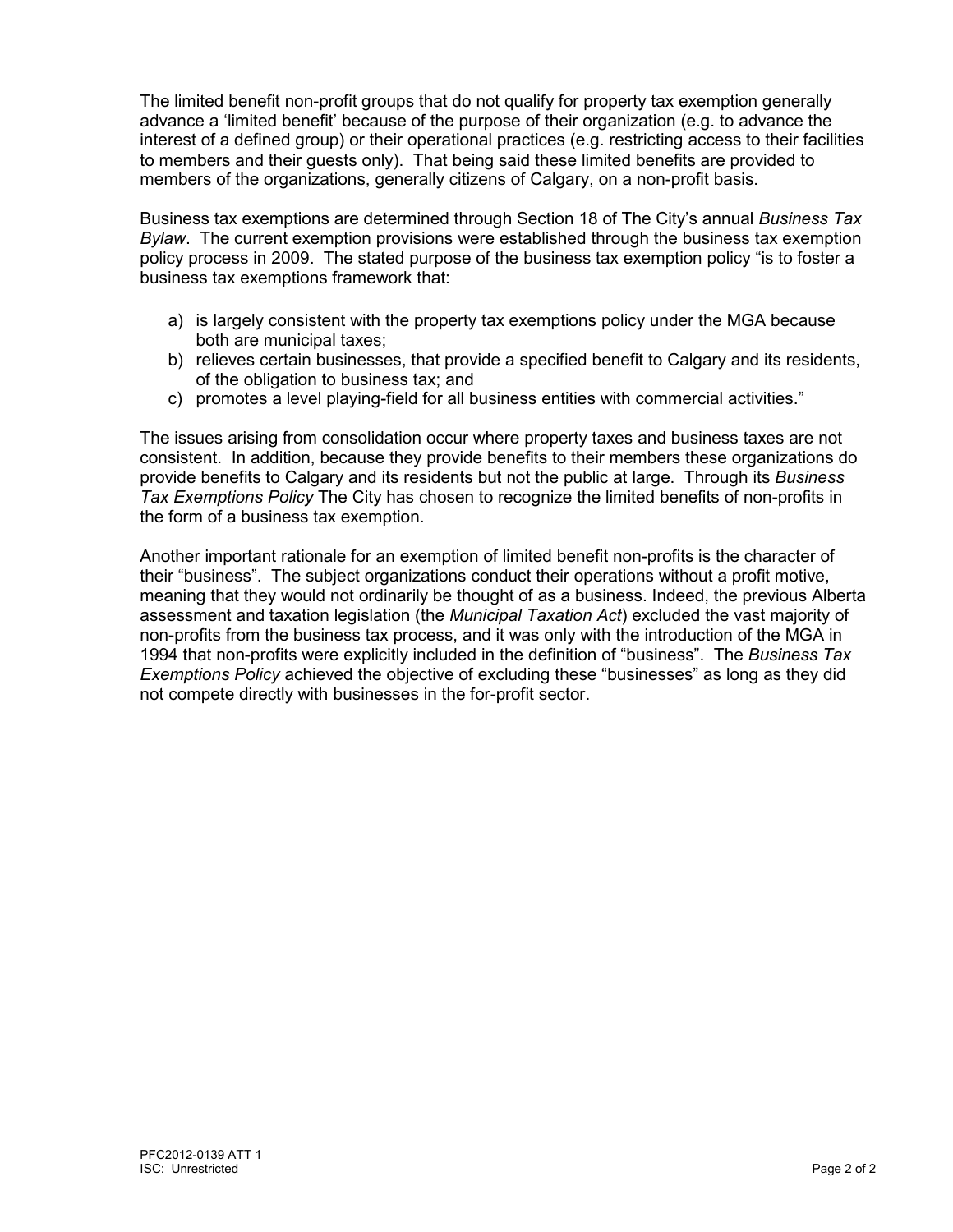The limited benefit non-profit groups that do not qualify for property tax exemption generally advance a 'limited benefit' because of the purpose of their organization (e.g. to advance the interest of a defined group) or their operational practices (e.g. restricting access to their facilities to members and their guests only). That being said these limited benefits are provided to members of the organizations, generally citizens of Calgary, on a non-profit basis.

Business tax exemptions are determined through Section 18 of The City's annual *Business Tax Bylaw*. The current exemption provisions were established through the business tax exemption policy process in 2009. The stated purpose of the business tax exemption policy "is to foster a business tax exemptions framework that:

a) is largely consistent with the property tax exemptions policy under the MGA because both are municipal taxes;
b) relieves certain businesses, that provide a specified benefit to Calgary and its residents, of the obligation to business tax; and
c) promotes a level playing-field for all business entities with commercial activities."

The issues arising from consolidation occur where property taxes and business taxes are not consistent. In addition, because they provide benefits to their members these organizations do provide benefits to Calgary and its residents but not the public at large. Through its *Business Tax Exemptions Policy* The City has chosen to recognize the limited benefits of non-profits in the form of a business tax exemption.

Another important rationale for an exemption of limited benefit non-profits is the character of their "business". The subject organizations conduct their operations without a profit motive, meaning that they would not ordinarily be thought of as a business. Indeed, the previous Alberta assessment and taxation legislation (the *Municipal Taxation Act*) excluded the vast majority of non-profits from the business tax process, and it was only with the introduction of the MGA in 1994 that non-profits were explicitly included in the definition of "business". The *Business Tax Exemptions Policy* achieved the objective of excluding these "businesses" as long as they did not compete directly with businesses in the for-profit sector.

PFC2012-0139 ATT 1
ISC: Unrestricted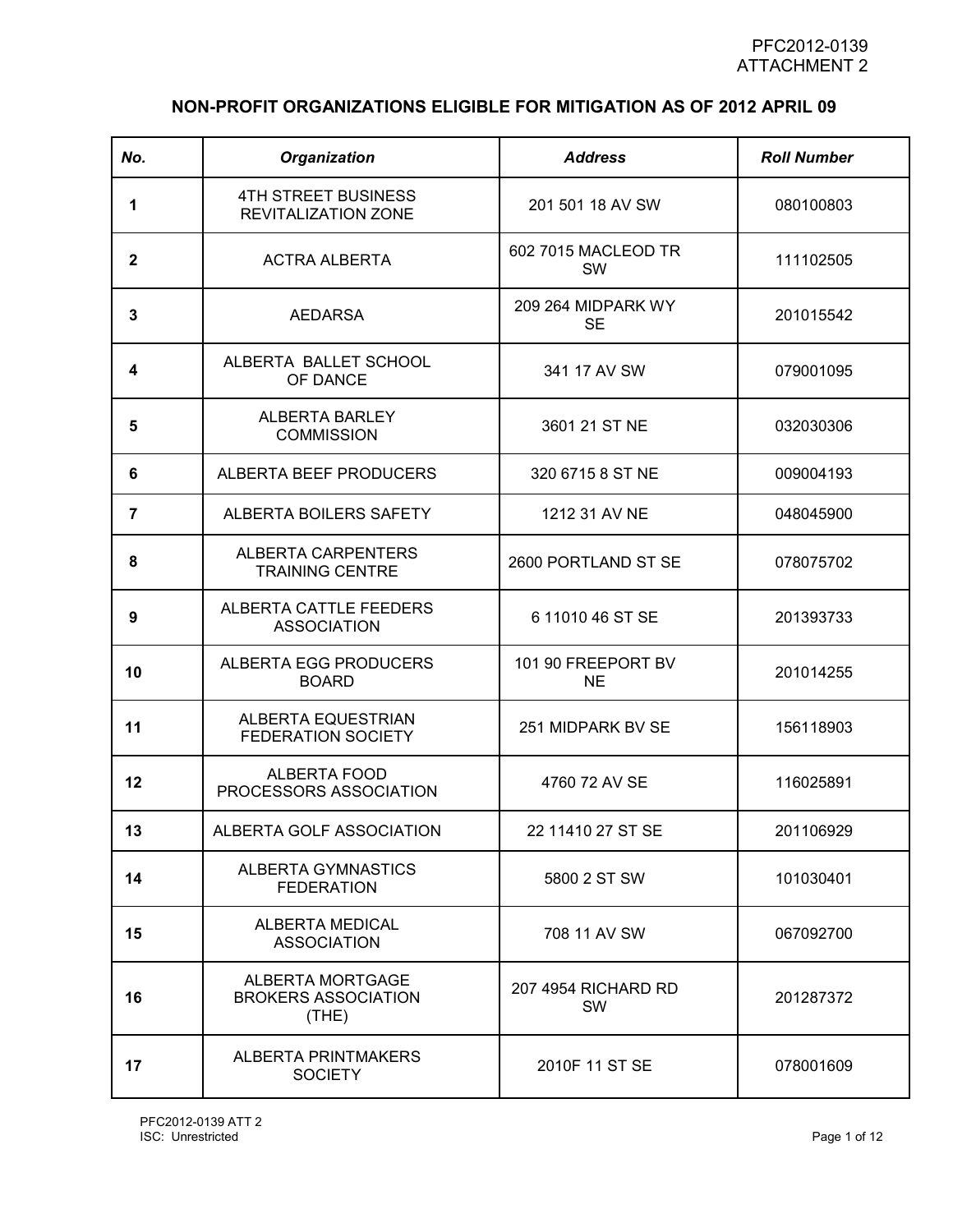PFC2012-0139
ATTACHMENT 2

## NON-PROFIT ORGANIZATIONS ELIGIBLE FOR MITIGATION AS OF 2012 APRIL 09

| No. | Organization | Address | Roll Number |
|---|---|---|---|
| 1 | 4TH STREET BUSINESS REVITALIZATION ZONE | 201 501 18 AV SW | 080100803 |
| 2 | ACTRA ALBERTA | 602 7015 MACLEOD TR SW | 111102505 |
| 3 | AEDARSA | 209 264 MIDPARK WY SE | 201015542 |
| 4 | ALBERTA BALLET SCHOOL OF DANCE | 341 17 AV SW | 079001095 |
| 5 | ALBERTA BARLEY COMMISSION | 3601 21 ST NE | 032030306 |
| 6 | ALBERTA BEEF PRODUCERS | 320 6715 8 ST NE | 009004193 |
| 7 | ALBERTA BOILERS SAFETY | 1212 31 AV NE | 048045900 |
| 8 | ALBERTA CARPENTERS TRAINING CENTRE | 2600 PORTLAND ST SE | 078075702 |
| 9 | ALBERTA CATTLE FEEDERS ASSOCIATION | 6 11010 46 ST SE | 201393733 |
| 10 | ALBERTA EGG PRODUCERS BOARD | 101 90 FREEPORT BV NE | 201014255 |
| 11 | ALBERTA EQUESTRIAN FEDERATION SOCIETY | 251 MIDPARK BV SE | 156118903 |
| 12 | ALBERTA FOOD PROCESSORS ASSOCIATION | 4760 72 AV SE | 116025891 |
| 13 | ALBERTA GOLF ASSOCIATION | 22 11410 27 ST SE | 201106929 |
| 14 | ALBERTA GYMNASTICS FEDERATION | 5800 2 ST SW | 101030401 |
| 15 | ALBERTA MEDICAL ASSOCIATION | 708 11 AV SW | 067092700 |
| 16 | ALBERTA MORTGAGE BROKERS ASSOCIATION (THE) | 207 4954 RICHARD RD SW | 201287372 |
| 17 | ALBERTA PRINTMAKERS SOCIETY | 2010F 11 ST SE | 078001609 |

PFC2012-0139 ATT 2
ISC: Unrestricted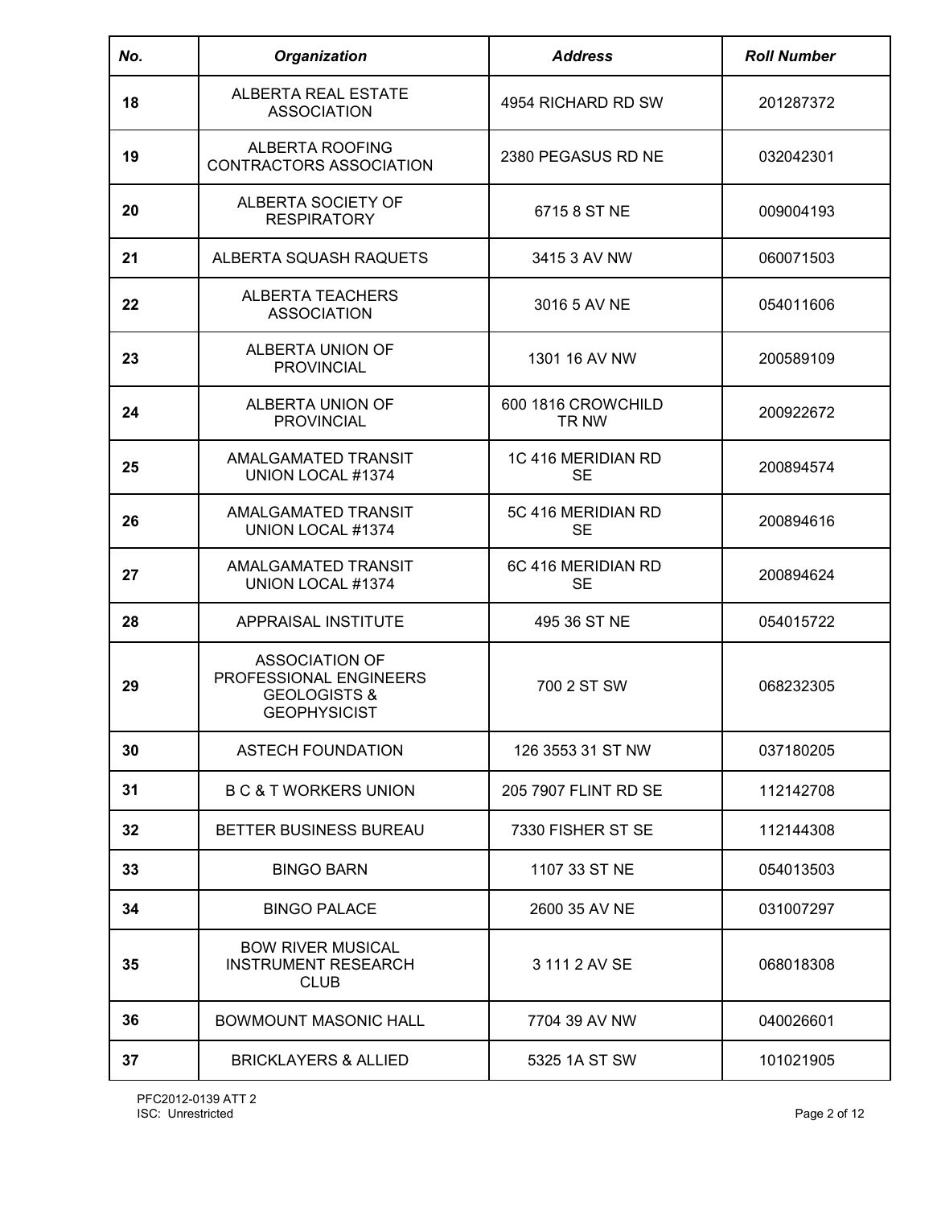| No. | Organization | Address | Roll Number |
|---|---|---|---|
| 18 | ALBERTA REAL ESTATE ASSOCIATION | 4954 RICHARD RD SW | 201287372 |
| 19 | ALBERTA ROOFING CONTRACTORS ASSOCIATION | 2380 PEGASUS RD NE | 032042301 |
| 20 | ALBERTA SOCIETY OF RESPIRATORY | 6715 8 ST NE | 009004193 |
| 21 | ALBERTA SQUASH RAQUETS | 3415 3 AV NW | 060071503 |
| 22 | ALBERTA TEACHERS ASSOCIATION | 3016 5 AV NE | 054011606 |
| 23 | ALBERTA UNION OF PROVINCIAL | 1301 16 AV NW | 200589109 |
| 24 | ALBERTA UNION OF PROVINCIAL | 600 1816 CROWCHILD TR NW | 200922672 |
| 25 | AMALGAMATED TRANSIT UNION LOCAL #1374 | 1C 416 MERIDIAN RD SE | 200894574 |
| 26 | AMALGAMATED TRANSIT UNION LOCAL #1374 | 5C 416 MERIDIAN RD SE | 200894616 |
| 27 | AMALGAMATED TRANSIT UNION LOCAL #1374 | 6C 416 MERIDIAN RD SE | 200894624 |
| 28 | APPRAISAL INSTITUTE | 495 36 ST NE | 054015722 |
| 29 | ASSOCIATION OF PROFESSIONAL ENGINEERS GEOLOGISTS & GEOPHYSICIST | 700 2 ST SW | 068232305 |
| 30 | ASTECH FOUNDATION | 126 3553 31 ST NW | 037180205 |
| 31 | B C & T WORKERS UNION | 205 7907 FLINT RD SE | 112142708 |
| 32 | BETTER BUSINESS BUREAU | 7330 FISHER ST SE | 112144308 |
| 33 | BINGO BARN | 1107 33 ST NE | 054013503 |
| 34 | BINGO PALACE | 2600 35 AV NE | 031007297 |
| 35 | BOW RIVER MUSICAL INSTRUMENT RESEARCH CLUB | 3 111 2 AV SE | 068018308 |
| 36 | BOWMOUNT MASONIC HALL | 7704 39 AV NW | 040026601 |
| 37 | BRICKLAYERS & ALLIED | 5325 1A ST SW | 101021905 |

PFC2012-0139 ATT 2
ISC: Unrestricted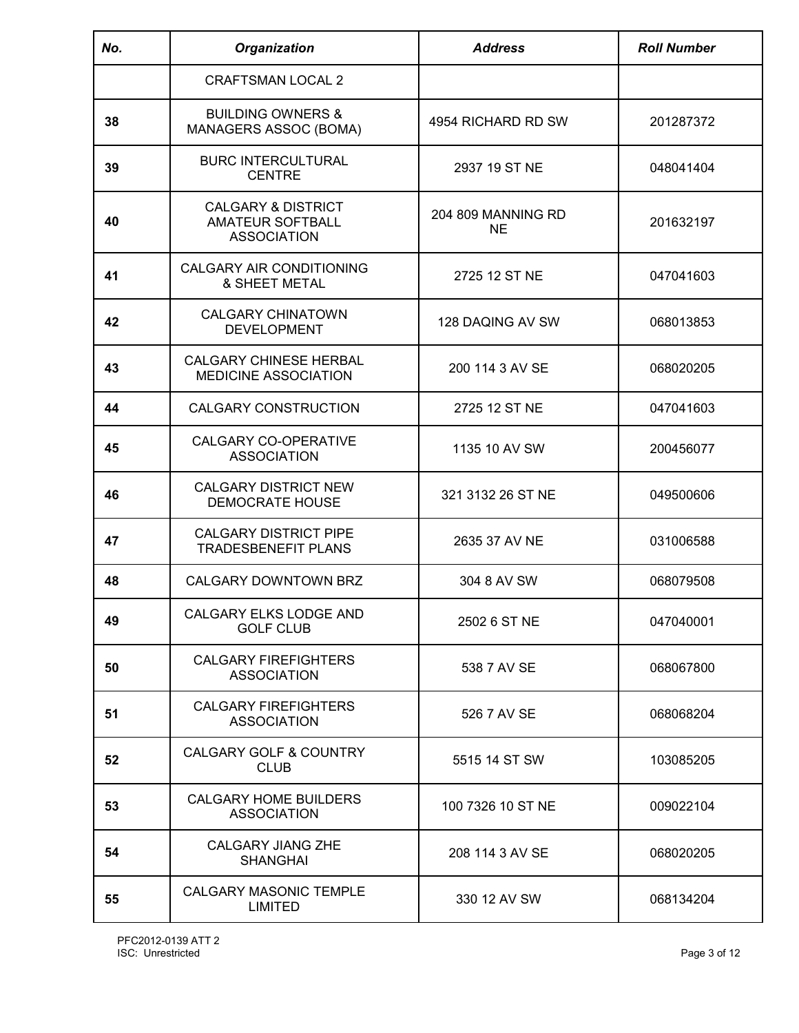| No. | Organization | Address | Roll Number |
|---|---|---|---|
| | CRAFTSMAN LOCAL 2 | | |
| 38 | BUILDING OWNERS & MANAGERS ASSOC (BOMA) | 4954 RICHARD RD SW | 201287372 |
| 39 | BURC INTERCULTURAL CENTRE | 2937 19 ST NE | 048041404 |
| 40 | CALGARY & DISTRICT AMATEUR SOFTBALL ASSOCIATION | 204 809 MANNING RD NE | 201632197 |
| 41 | CALGARY AIR CONDITIONING & SHEET METAL | 2725 12 ST NE | 047041603 |
| 42 | CALGARY CHINATOWN DEVELOPMENT | 128 DAQING AV SW | 068013853 |
| 43 | CALGARY CHINESE HERBAL MEDICINE ASSOCIATION | 200 114 3 AV SE | 068020205 |
| 44 | CALGARY CONSTRUCTION | 2725 12 ST NE | 047041603 |
| 45 | CALGARY CO-OPERATIVE ASSOCIATION | 1135 10 AV SW | 200456077 |
| 46 | CALGARY DISTRICT NEW DEMOCRATE HOUSE | 321 3132 26 ST NE | 049500606 |
| 47 | CALGARY DISTRICT PIPE TRADESBENEFIT PLANS | 2635 37 AV NE | 031006588 |
| 48 | CALGARY DOWNTOWN BRZ | 304 8 AV SW | 068079508 |
| 49 | CALGARY ELKS LODGE AND GOLF CLUB | 2502 6 ST NE | 047040001 |
| 50 | CALGARY FIREFIGHTERS ASSOCIATION | 538 7 AV SE | 068067800 |
| 51 | CALGARY FIREFIGHTERS ASSOCIATION | 526 7 AV SE | 068068204 |
| 52 | CALGARY GOLF & COUNTRY CLUB | 5515 14 ST SW | 103085205 |
| 53 | CALGARY HOME BUILDERS ASSOCIATION | 100 7326 10 ST NE | 009022104 |
| 54 | CALGARY JIANG ZHE SHANGHAI | 208 114 3 AV SE | 068020205 |
| 55 | CALGARY MASONIC TEMPLE LIMITED | 330 12 AV SW | 068134204 |

PFC2012-0139 ATT 2
ISC: Unrestricted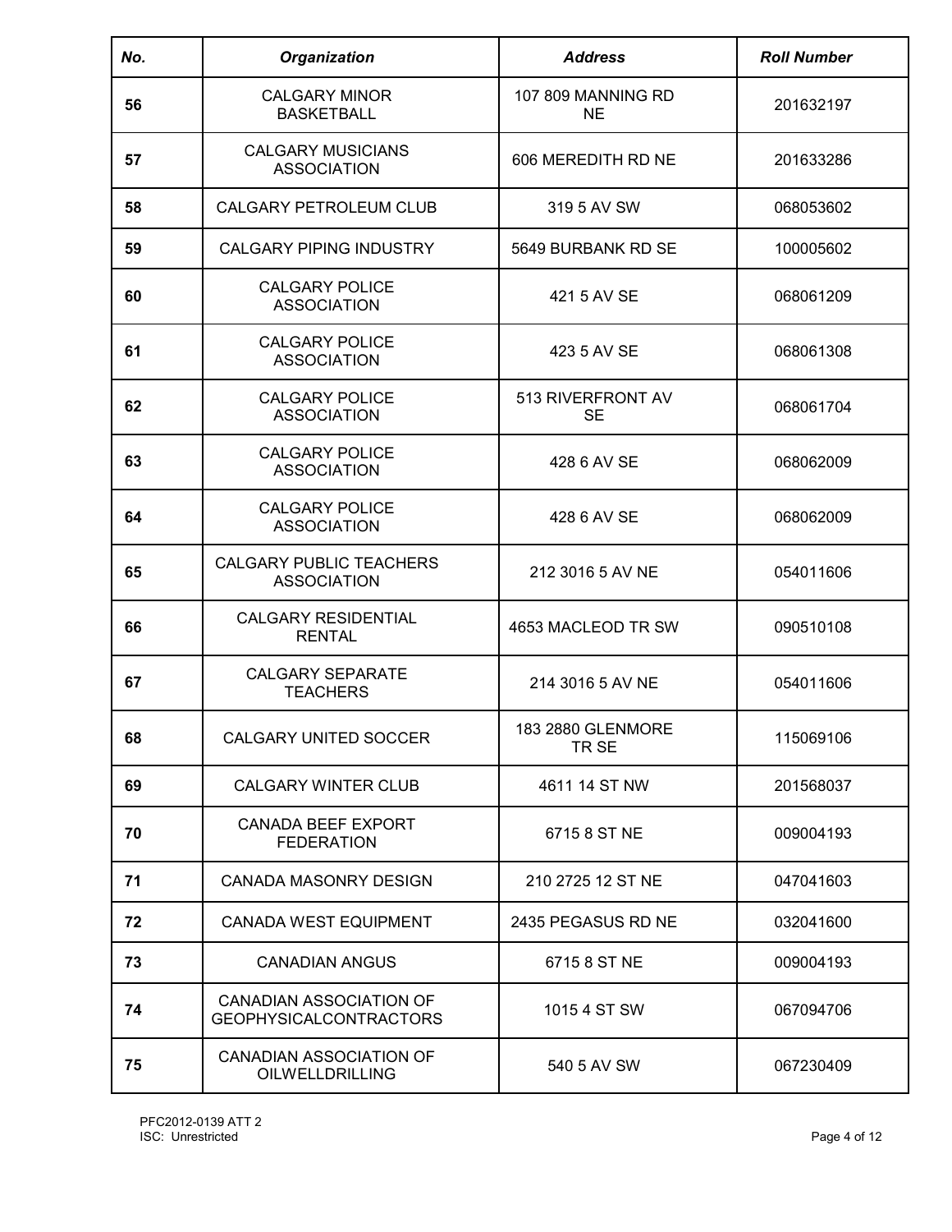| No. | Organization | Address | Roll Number |
|---|---|---|---|
| 56 | CALGARY MINOR BASKETBALL | 107 809 MANNING RD NE | 201632197 |
| 57 | CALGARY MUSICIANS ASSOCIATION | 606 MEREDITH RD NE | 201633286 |
| 58 | CALGARY PETROLEUM CLUB | 319 5 AV SW | 068053602 |
| 59 | CALGARY PIPING INDUSTRY | 5649 BURBANK RD SE | 100005602 |
| 60 | CALGARY POLICE ASSOCIATION | 421 5 AV SE | 068061209 |
| 61 | CALGARY POLICE ASSOCIATION | 423 5 AV SE | 068061308 |
| 62 | CALGARY POLICE ASSOCIATION | 513 RIVERFRONT AV SE | 068061704 |
| 63 | CALGARY POLICE ASSOCIATION | 428 6 AV SE | 068062009 |
| 64 | CALGARY POLICE ASSOCIATION | 428 6 AV SE | 068062009 |
| 65 | CALGARY PUBLIC TEACHERS ASSOCIATION | 212 3016 5 AV NE | 054011606 |
| 66 | CALGARY RESIDENTIAL RENTAL | 4653 MACLEOD TR SW | 090510108 |
| 67 | CALGARY SEPARATE TEACHERS | 214 3016 5 AV NE | 054011606 |
| 68 | CALGARY UNITED SOCCER | 183 2880 GLENMORE TR SE | 115069106 |
| 69 | CALGARY WINTER CLUB | 4611 14 ST NW | 201568037 |
| 70 | CANADA BEEF EXPORT FEDERATION | 6715 8 ST NE | 009004193 |
| 71 | CANADA MASONRY DESIGN | 210 2725 12 ST NE | 047041603 |
| 72 | CANADA WEST EQUIPMENT | 2435 PEGASUS RD NE | 032041600 |
| 73 | CANADIAN ANGUS | 6715 8 ST NE | 009004193 |
| 74 | CANADIAN ASSOCIATION OF GEOPHYSICALCONTRACTORS | 1015 4 ST SW | 067094706 |
| 75 | CANADIAN ASSOCIATION OF OILWELLDRILLING | 540 5 AV SW | 067230409 |

PFC2012-0139 ATT 2
ISC: Unrestricted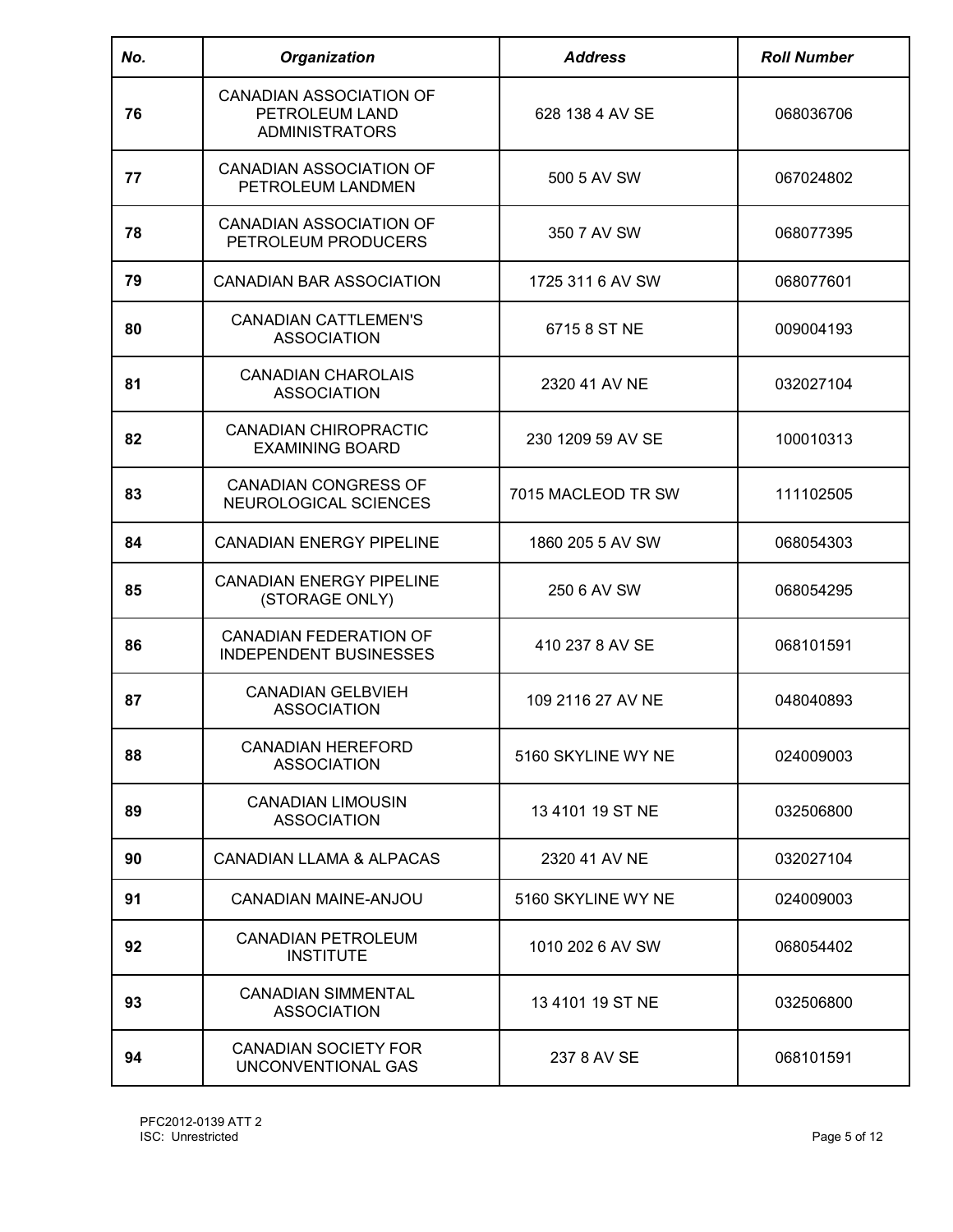| No. | Organization | Address | Roll Number |
|---|---|---|---|
| 76 | CANADIAN ASSOCIATION OF PETROLEUM LAND ADMINISTRATORS | 628 138 4 AV SE | 068036706 |
| 77 | CANADIAN ASSOCIATION OF PETROLEUM LANDMEN | 500 5 AV SW | 067024802 |
| 78 | CANADIAN ASSOCIATION OF PETROLEUM PRODUCERS | 350 7 AV SW | 068077395 |
| 79 | CANADIAN BAR ASSOCIATION | 1725 311 6 AV SW | 068077601 |
| 80 | CANADIAN CATTLEMEN'S ASSOCIATION | 6715 8 ST NE | 009004193 |
| 81 | CANADIAN CHAROLAIS ASSOCIATION | 2320 41 AV NE | 032027104 |
| 82 | CANADIAN CHIROPRACTIC EXAMINING BOARD | 230 1209 59 AV SE | 100010313 |
| 83 | CANADIAN CONGRESS OF NEUROLOGICAL SCIENCES | 7015 MACLEOD TR SW | 111102505 |
| 84 | CANADIAN ENERGY PIPELINE | 1860 205 5 AV SW | 068054303 |
| 85 | CANADIAN ENERGY PIPELINE (STORAGE ONLY) | 250 6 AV SW | 068054295 |
| 86 | CANADIAN FEDERATION OF INDEPENDENT BUSINESSES | 410 237 8 AV SE | 068101591 |
| 87 | CANADIAN GELBVIEH ASSOCIATION | 109 2116 27 AV NE | 048040893 |
| 88 | CANADIAN HEREFORD ASSOCIATION | 5160 SKYLINE WY NE | 024009003 |
| 89 | CANADIAN LIMOUSIN ASSOCIATION | 13 4101 19 ST NE | 032506800 |
| 90 | CANADIAN LLAMA & ALPACAS | 2320 41 AV NE | 032027104 |
| 91 | CANADIAN MAINE-ANJOU | 5160 SKYLINE WY NE | 024009003 |
| 92 | CANADIAN PETROLEUM INSTITUTE | 1010 202 6 AV SW | 068054402 |
| 93 | CANADIAN SIMMENTAL ASSOCIATION | 13 4101 19 ST NE | 032506800 |
| 94 | CANADIAN SOCIETY FOR UNCONVENTIONAL GAS | 237 8 AV SE | 068101591 |

PFC2012-0139 ATT 2
ISC: Unrestricted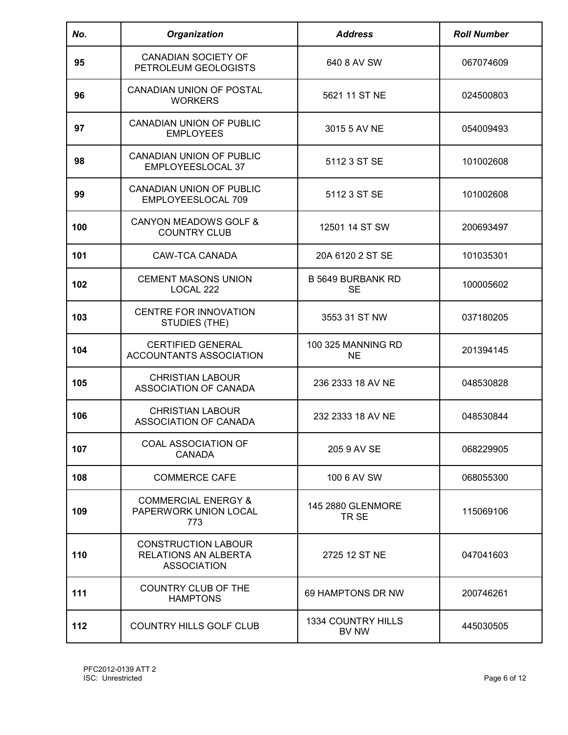| No. | Organization | Address | Roll Number |
|---|---|---|---|
| 95 | CANADIAN SOCIETY OF PETROLEUM GEOLOGISTS | 640 8 AV SW | 067074609 |
| 96 | CANADIAN UNION OF POSTAL WORKERS | 5621 11 ST NE | 024500803 |
| 97 | CANADIAN UNION OF PUBLIC EMPLOYEES | 3015 5 AV NE | 054009493 |
| 98 | CANADIAN UNION OF PUBLIC EMPLOYEESLOCAL 37 | 5112 3 ST SE | 101002608 |
| 99 | CANADIAN UNION OF PUBLIC EMPLOYEESLOCAL 709 | 5112 3 ST SE | 101002608 |
| 100 | CANYON MEADOWS GOLF & COUNTRY CLUB | 12501 14 ST SW | 200693497 |
| 101 | CAW-TCA CANADA | 20A 6120 2 ST SE | 101035301 |
| 102 | CEMENT MASONS UNION LOCAL 222 | B 5649 BURBANK RD SE | 100005602 |
| 103 | CENTRE FOR INNOVATION STUDIES (THE) | 3553 31 ST NW | 037180205 |
| 104 | CERTIFIED GENERAL ACCOUNTANTS ASSOCIATION | 100 325 MANNING RD NE | 201394145 |
| 105 | CHRISTIAN LABOUR ASSOCIATION OF CANADA | 236 2333 18 AV NE | 048530828 |
| 106 | CHRISTIAN LABOUR ASSOCIATION OF CANADA | 232 2333 18 AV NE | 048530844 |
| 107 | COAL ASSOCIATION OF CANADA | 205 9 AV SE | 068229905 |
| 108 | COMMERCE CAFE | 100 6 AV SW | 068055300 |
| 109 | COMMERCIAL ENERGY & PAPERWORK UNION LOCAL 773 | 145 2880 GLENMORE TR SE | 115069106 |
| 110 | CONSTRUCTION LABOUR RELATIONS AN ALBERTA ASSOCIATION | 2725 12 ST NE | 047041603 |
| 111 | COUNTRY CLUB OF THE HAMPTONS | 69 HAMPTONS DR NW | 200746261 |
| 112 | COUNTRY HILLS GOLF CLUB | 1334 COUNTRY HILLS BV NW | 445030505 |

PFC2012-0139 ATT 2
ISC: Unrestricted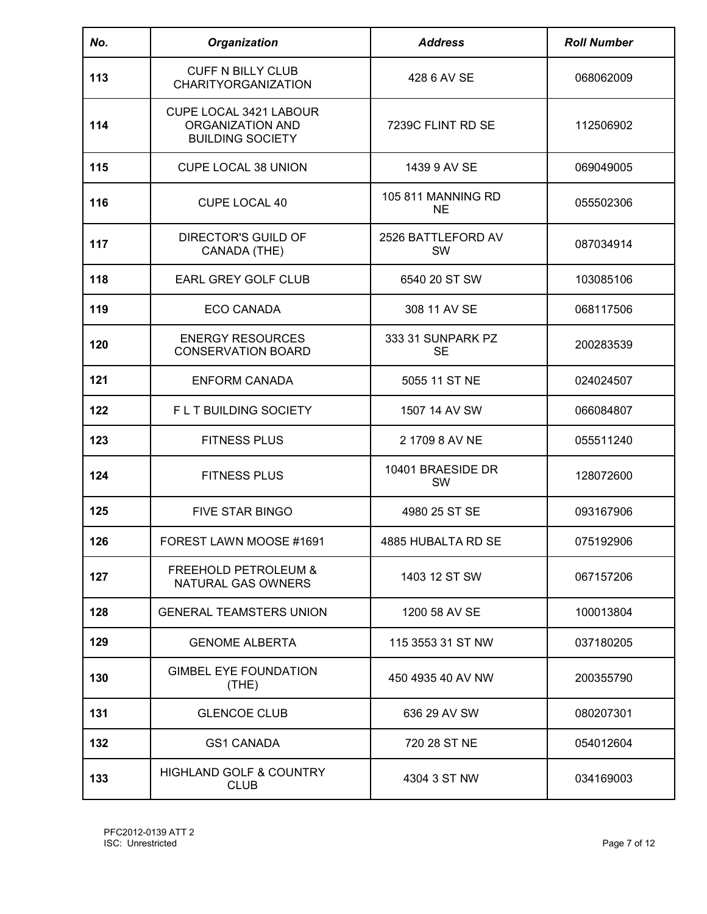| No. | Organization | Address | Roll Number |
|---|---|---|---|
| 113 | CUFF N BILLY CLUB CHARITYORGANIZATION | 428 6 AV SE | 068062009 |
| 114 | CUPE LOCAL 3421 LABOUR ORGANIZATION AND BUILDING SOCIETY | 7239C FLINT RD SE | 112506902 |
| 115 | CUPE LOCAL 38 UNION | 1439 9 AV SE | 069049005 |
| 116 | CUPE LOCAL 40 | 105 811 MANNING RD NE | 055502306 |
| 117 | DIRECTOR'S GUILD OF CANADA (THE) | 2526 BATTLEFORD AV SW | 087034914 |
| 118 | EARL GREY GOLF CLUB | 6540 20 ST SW | 103085106 |
| 119 | ECO CANADA | 308 11 AV SE | 068117506 |
| 120 | ENERGY RESOURCES CONSERVATION BOARD | 333 31 SUNPARK PZ SE | 200283539 |
| 121 | ENFORM CANADA | 5055 11 ST NE | 024024507 |
| 122 | F L T BUILDING SOCIETY | 1507 14 AV SW | 066084807 |
| 123 | FITNESS PLUS | 2 1709 8 AV NE | 055511240 |
| 124 | FITNESS PLUS | 10401 BRAESIDE DR SW | 128072600 |
| 125 | FIVE STAR BINGO | 4980 25 ST SE | 093167906 |
| 126 | FOREST LAWN MOOSE #1691 | 4885 HUBALTA RD SE | 075192906 |
| 127 | FREEHOLD PETROLEUM & NATURAL GAS OWNERS | 1403 12 ST SW | 067157206 |
| 128 | GENERAL TEAMSTERS UNION | 1200 58 AV SE | 100013804 |
| 129 | GENOME ALBERTA | 115 3553 31 ST NW | 037180205 |
| 130 | GIMBEL EYE FOUNDATION (THE) | 450 4935 40 AV NW | 200355790 |
| 131 | GLENCOE CLUB | 636 29 AV SW | 080207301 |
| 132 | GS1 CANADA | 720 28 ST NE | 054012604 |
| 133 | HIGHLAND GOLF & COUNTRY CLUB | 4304 3 ST NW | 034169003 |

PFC2012-0139 ATT 2
ISC: Unrestricted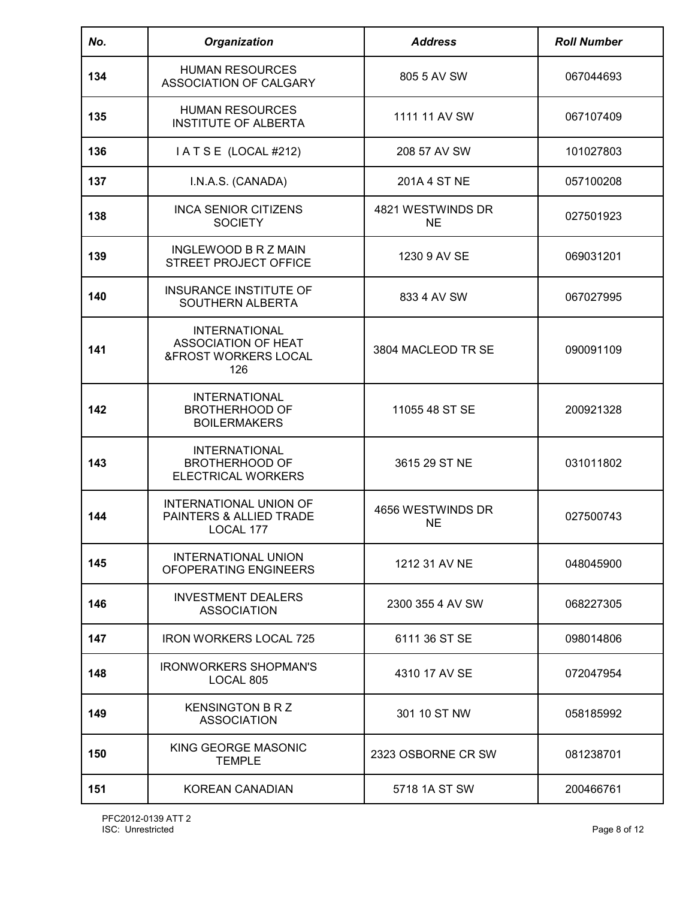| No. | Organization | Address | Roll Number |
|---|---|---|---|
| 134 | HUMAN RESOURCES ASSOCIATION OF CALGARY | 805 5 AV SW | 067044693 |
| 135 | HUMAN RESOURCES INSTITUTE OF ALBERTA | 1111 11 AV SW | 067107409 |
| 136 | I A T S E (LOCAL #212) | 208 57 AV SW | 101027803 |
| 137 | I.N.A.S. (CANADA) | 201A 4 ST NE | 057100208 |
| 138 | INCA SENIOR CITIZENS SOCIETY | 4821 WESTWINDS DR NE | 027501923 |
| 139 | INGLEWOOD B R Z MAIN STREET PROJECT OFFICE | 1230 9 AV SE | 069031201 |
| 140 | INSURANCE INSTITUTE OF SOUTHERN ALBERTA | 833 4 AV SW | 067027995 |
| 141 | INTERNATIONAL ASSOCIATION OF HEAT &FROST WORKERS LOCAL 126 | 3804 MACLEOD TR SE | 090091109 |
| 142 | INTERNATIONAL BROTHERHOOD OF BOILERMAKERS | 11055 48 ST SE | 200921328 |
| 143 | INTERNATIONAL BROTHERHOOD OF ELECTRICAL WORKERS | 3615 29 ST NE | 031011802 |
| 144 | INTERNATIONAL UNION OF PAINTERS & ALLIED TRADE LOCAL 177 | 4656 WESTWINDS DR NE | 027500743 |
| 145 | INTERNATIONAL UNION OFOPERATING ENGINEERS | 1212 31 AV NE | 048045900 |
| 146 | INVESTMENT DEALERS ASSOCIATION | 2300 355 4 AV SW | 068227305 |
| 147 | IRON WORKERS LOCAL 725 | 6111 36 ST SE | 098014806 |
| 148 | IRONWORKERS SHOPMAN'S LOCAL 805 | 4310 17 AV SE | 072047954 |
| 149 | KENSINGTON B R Z ASSOCIATION | 301 10 ST NW | 058185992 |
| 150 | KING GEORGE MASONIC TEMPLE | 2323 OSBORNE CR SW | 081238701 |
| 151 | KOREAN CANADIAN | 5718 1A ST SW | 200466761 |

PFC2012-0139 ATT 2
ISC: Unrestricted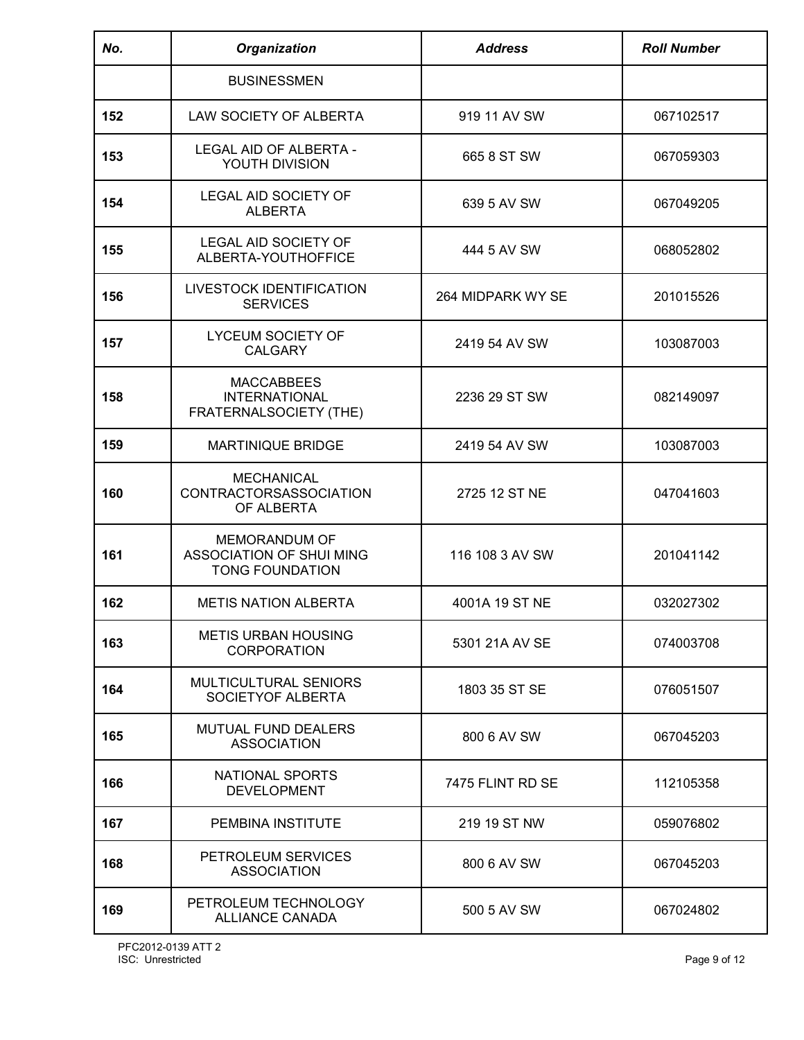| No. | Organization | Address | Roll Number |
|---|---|---|---|
| | BUSINESSMEN | | |
| 152 | LAW SOCIETY OF ALBERTA | 919 11 AV SW | 067102517 |
| 153 | LEGAL AID OF ALBERTA - YOUTH DIVISION | 665 8 ST SW | 067059303 |
| 154 | LEGAL AID SOCIETY OF ALBERTA | 639 5 AV SW | 067049205 |
| 155 | LEGAL AID SOCIETY OF ALBERTA-YOUTHOFFICE | 444 5 AV SW | 068052802 |
| 156 | LIVESTOCK IDENTIFICATION SERVICES | 264 MIDPARK WY SE | 201015526 |
| 157 | LYCEUM SOCIETY OF CALGARY | 2419 54 AV SW | 103087003 |
| 158 | MACCABBEES INTERNATIONAL FRATERNALSOCIETY (THE) | 2236 29 ST SW | 082149097 |
| 159 | MARTINIQUE BRIDGE | 2419 54 AV SW | 103087003 |
| 160 | MECHANICAL CONTRACTORSASSOCIATION OF ALBERTA | 2725 12 ST NE | 047041603 |
| 161 | MEMORANDUM OF ASSOCIATION OF SHUI MING TONG FOUNDATION | 116 108 3 AV SW | 201041142 |
| 162 | METIS NATION ALBERTA | 4001A 19 ST NE | 032027302 |
| 163 | METIS URBAN HOUSING CORPORATION | 5301 21A AV SE | 074003708 |
| 164 | MULTICULTURAL SENIORS SOCIETYOF ALBERTA | 1803 35 ST SE | 076051507 |
| 165 | MUTUAL FUND DEALERS ASSOCIATION | 800 6 AV SW | 067045203 |
| 166 | NATIONAL SPORTS DEVELOPMENT | 7475 FLINT RD SE | 112105358 |
| 167 | PEMBINA INSTITUTE | 219 19 ST NW | 059076802 |
| 168 | PETROLEUM SERVICES ASSOCIATION | 800 6 AV SW | 067045203 |
| 169 | PETROLEUM TECHNOLOGY ALLIANCE CANADA | 500 5 AV SW | 067024802 |

PFC2012-0139 ATT 2
ISC: Unrestricted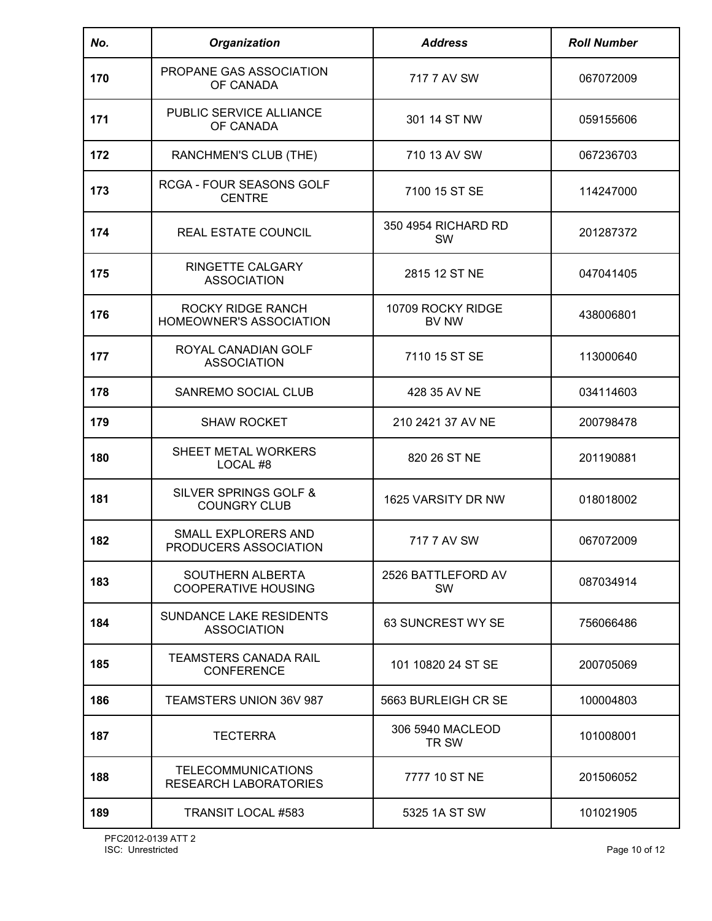| *No.* | *Organization* | *Address* | *Roll Number* |
|---|---|---|---|
| **170** | PROPANE GAS ASSOCIATION OF CANADA | 717 7 AV SW | 067072009 |
| **171** | PUBLIC SERVICE ALLIANCE OF CANADA | 301 14 ST NW | 059155606 |
| **172** | RANCHMEN'S CLUB (THE) | 710 13 AV SW | 067236703 |
| **173** | RCGA - FOUR SEASONS GOLF CENTRE | 7100 15 ST SE | 114247000 |
| **174** | REAL ESTATE COUNCIL | 350 4954 RICHARD RD SW | 201287372 |
| **175** | RINGETTE CALGARY ASSOCIATION | 2815 12 ST NE | 047041405 |
| **176** | ROCKY RIDGE RANCH HOMEOWNER'S ASSOCIATION | 10709 ROCKY RIDGE BV NW | 438006801 |
| **177** | ROYAL CANADIAN GOLF ASSOCIATION | 7110 15 ST SE | 113000640 |
| **178** | SANREMO SOCIAL CLUB | 428 35 AV NE | 034114603 |
| **179** | SHAW ROCKET | 210 2421 37 AV NE | 200798478 |
| **180** | SHEET METAL WORKERS LOCAL #8 | 820 26 ST NE | 201190881 |
| **181** | SILVER SPRINGS GOLF & COUNGRY CLUB | 1625 VARSITY DR NW | 018018002 |
| **182** | SMALL EXPLORERS AND PRODUCERS ASSOCIATION | 717 7 AV SW | 067072009 |
| **183** | SOUTHERN ALBERTA COOPERATIVE HOUSING | 2526 BATTLEFORD AV SW | 087034914 |
| **184** | SUNDANCE LAKE RESIDENTS ASSOCIATION | 63 SUNCREST WY SE | 756066486 |
| **185** | TEAMSTERS CANADA RAIL CONFERENCE | 101 10820 24 ST SE | 200705069 |
| **186** | TEAMSTERS UNION 36V 987 | 5663 BURLEIGH CR SE | 100004803 |
| **187** | TECTERRA | 306 5940 MACLEOD TR SW | 101008001 |
| **188** | TELECOMMUNICATIONS RESEARCH LABORATORIES | 7777 10 ST NE | 201506052 |
| **189** | TRANSIT LOCAL #583 | 5325 1A ST SW | 101021905 |

PFC2012-0139 ATT 2
ISC: Unrestricted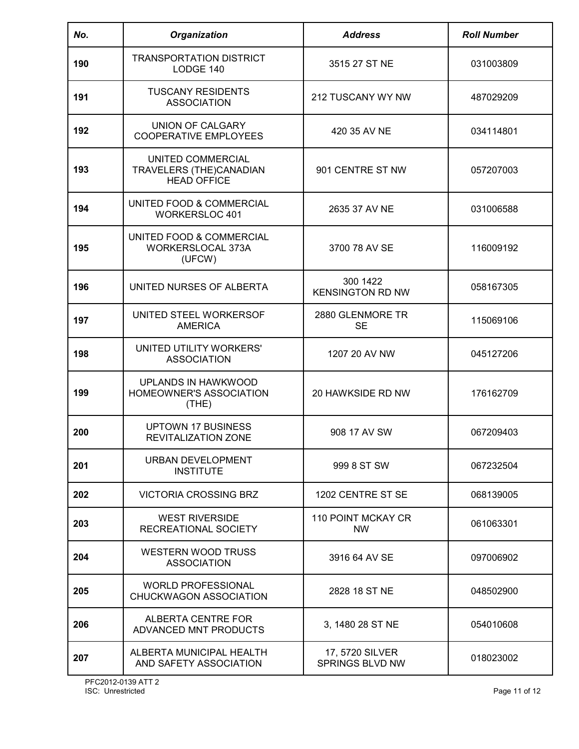| No. | Organization | Address | Roll Number |
|---|---|---|---|
| 190 | TRANSPORTATION DISTRICT LODGE 140 | 3515 27 ST NE | 031003809 |
| 191 | TUSCANY RESIDENTS ASSOCIATION | 212 TUSCANY WY NW | 487029209 |
| 192 | UNION OF CALGARY COOPERATIVE EMPLOYEES | 420 35 AV NE | 034114801 |
| 193 | UNITED COMMERCIAL TRAVELERS (THE)CANADIAN HEAD OFFICE | 901 CENTRE ST NW | 057207003 |
| 194 | UNITED FOOD & COMMERCIAL WORKERSLOC 401 | 2635 37 AV NE | 031006588 |
| 195 | UNITED FOOD & COMMERCIAL WORKERSLOCAL 373A (UFCW) | 3700 78 AV SE | 116009192 |
| 196 | UNITED NURSES OF ALBERTA | 300 1422 KENSINGTON RD NW | 058167305 |
| 197 | UNITED STEEL WORKERSOF AMERICA | 2880 GLENMORE TR SE | 115069106 |
| 198 | UNITED UTILITY WORKERS' ASSOCIATION | 1207 20 AV NW | 045127206 |
| 199 | UPLANDS IN HAWKWOOD HOMEOWNER'S ASSOCIATION (THE) | 20 HAWKSIDE RD NW | 176162709 |
| 200 | UPTOWN 17 BUSINESS REVITALIZATION ZONE | 908 17 AV SW | 067209403 |
| 201 | URBAN DEVELOPMENT INSTITUTE | 999 8 ST SW | 067232504 |
| 202 | VICTORIA CROSSING BRZ | 1202 CENTRE ST SE | 068139005 |
| 203 | WEST RIVERSIDE RECREATIONAL SOCIETY | 110 POINT MCKAY CR NW | 061063301 |
| 204 | WESTERN WOOD TRUSS ASSOCIATION | 3916 64 AV SE | 097006902 |
| 205 | WORLD PROFESSIONAL CHUCKWAGON ASSOCIATION | 2828 18 ST NE | 048502900 |
| 206 | ALBERTA CENTRE FOR ADVANCED MNT PRODUCTS | 3, 1480 28 ST NE | 054010608 |
| 207 | ALBERTA MUNICIPAL HEALTH AND SAFETY ASSOCIATION | 17, 5720 SILVER SPRINGS BLVD NW | 018023002 |

PFC2012-0139 ATT 2
ISC: Unrestricted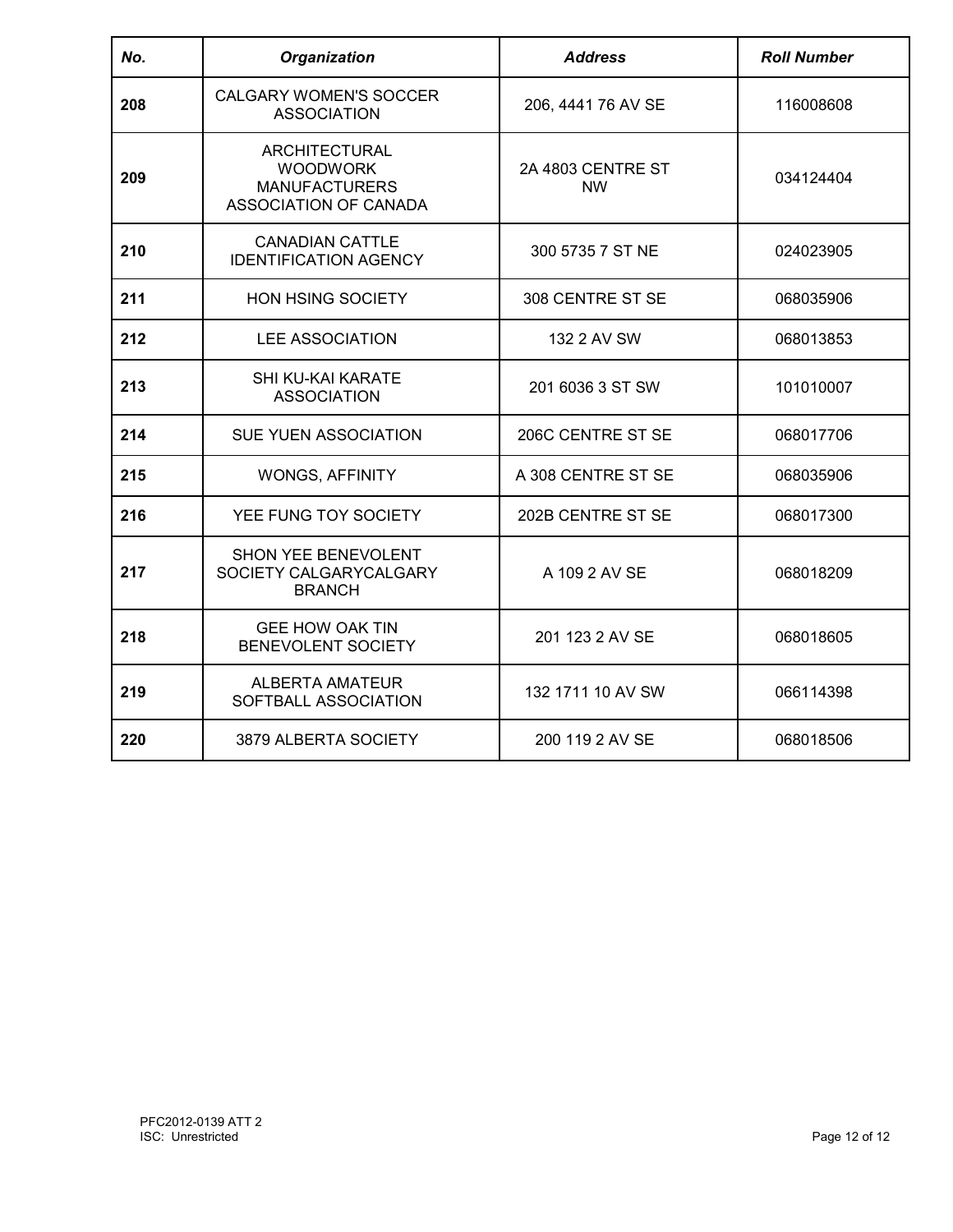| *No.* | *Organization* | *Address* | *Roll Number* |
|---|---|---|---|
| 208 | CALGARY WOMEN'S SOCCER ASSOCIATION | 206, 4441 76 AV SE | 116008608 |
| 209 | ARCHITECTURAL WOODWORK MANUFACTURERS ASSOCIATION OF CANADA | 2A 4803 CENTRE ST NW | 034124404 |
| 210 | CANADIAN CATTLE IDENTIFICATION AGENCY | 300 5735 7 ST NE | 024023905 |
| 211 | HON HSING SOCIETY | 308 CENTRE ST SE | 068035906 |
| 212 | LEE ASSOCIATION | 132 2 AV SW | 068013853 |
| 213 | SHI KU-KAI KARATE ASSOCIATION | 201 6036 3 ST SW | 101010007 |
| 214 | SUE YUEN ASSOCIATION | 206C CENTRE ST SE | 068017706 |
| 215 | WONGS, AFFINITY | A 308 CENTRE ST SE | 068035906 |
| 216 | YEE FUNG TOY SOCIETY | 202B CENTRE ST SE | 068017300 |
| 217 | SHON YEE BENEVOLENT SOCIETY CALGARYCALGARY BRANCH | A 109 2 AV SE | 068018209 |
| 218 | GEE HOW OAK TIN BENEVOLENT SOCIETY | 201 123 2 AV SE | 068018605 |
| 219 | ALBERTA AMATEUR SOFTBALL ASSOCIATION | 132 1711 10 AV SW | 066114398 |
| 220 | 3879 ALBERTA SOCIETY | 200 119 2 AV SE | 068018506 |

PFC2012-0139 ATT 2
ISC: Unrestricted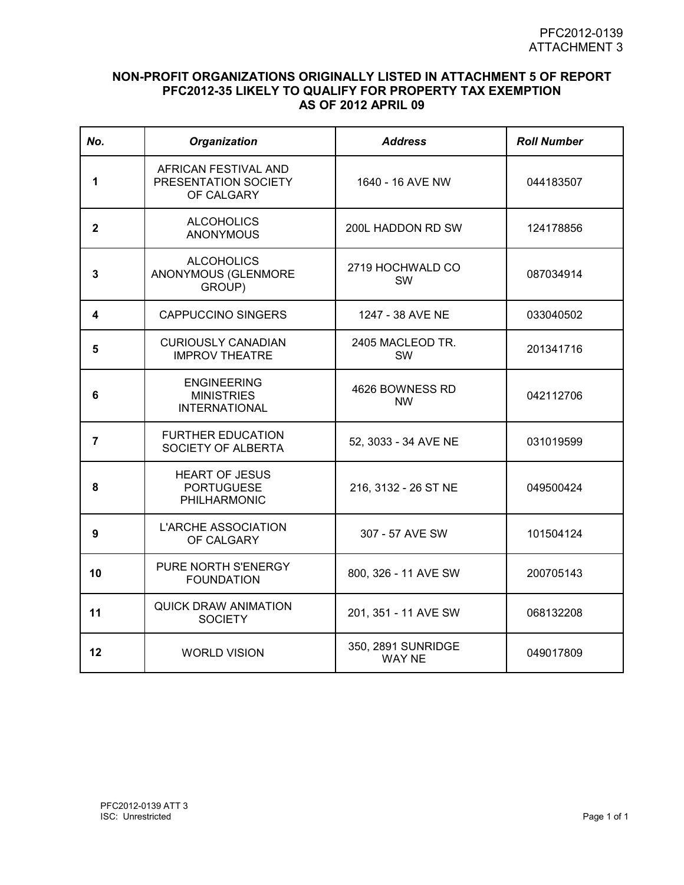PFC2012-0139
ATTACHMENT 3

## NON-PROFIT ORGANIZATIONS ORIGINALLY LISTED IN ATTACHMENT 5 OF REPORT PFC2012-35 LIKELY TO QUALIFY FOR PROPERTY TAX EXEMPTION AS OF 2012 APRIL 09

| No. | Organization | Address | Roll Number |
|---|---|---|---|
| 1 | AFRICAN FESTIVAL AND PRESENTATION SOCIETY OF CALGARY | 1640 - 16 AVE NW | 044183507 |
| 2 | ALCOHOLICS ANONYMOUS | 200L HADDON RD SW | 124178856 |
| 3 | ALCOHOLICS ANONYMOUS (GLENMORE GROUP) | 2719 HOCHWALD CO SW | 087034914 |
| 4 | CAPPUCCINO SINGERS | 1247 - 38 AVE NE | 033040502 |
| 5 | CURIOUSLY CANADIAN IMPROV THEATRE | 2405 MACLEOD TR. SW | 201341716 |
| 6 | ENGINEERING MINISTRIES INTERNATIONAL | 4626 BOWNESS RD NW | 042112706 |
| 7 | FURTHER EDUCATION SOCIETY OF ALBERTA | 52, 3033 - 34 AVE NE | 031019599 |
| 8 | HEART OF JESUS PORTUGUESE PHILHARMONIC | 216, 3132 - 26 ST NE | 049500424 |
| 9 | L'ARCHE ASSOCIATION OF CALGARY | 307 - 57 AVE SW | 101504124 |
| 10 | PURE NORTH S'ENERGY FOUNDATION | 800, 326 - 11 AVE SW | 200705143 |
| 11 | QUICK DRAW ANIMATION SOCIETY | 201, 351 - 11 AVE SW | 068132208 |
| 12 | WORLD VISION | 350, 2891 SUNRIDGE WAY NE | 049017809 |

PFC2012-0139 ATT 3
ISC: Unrestricted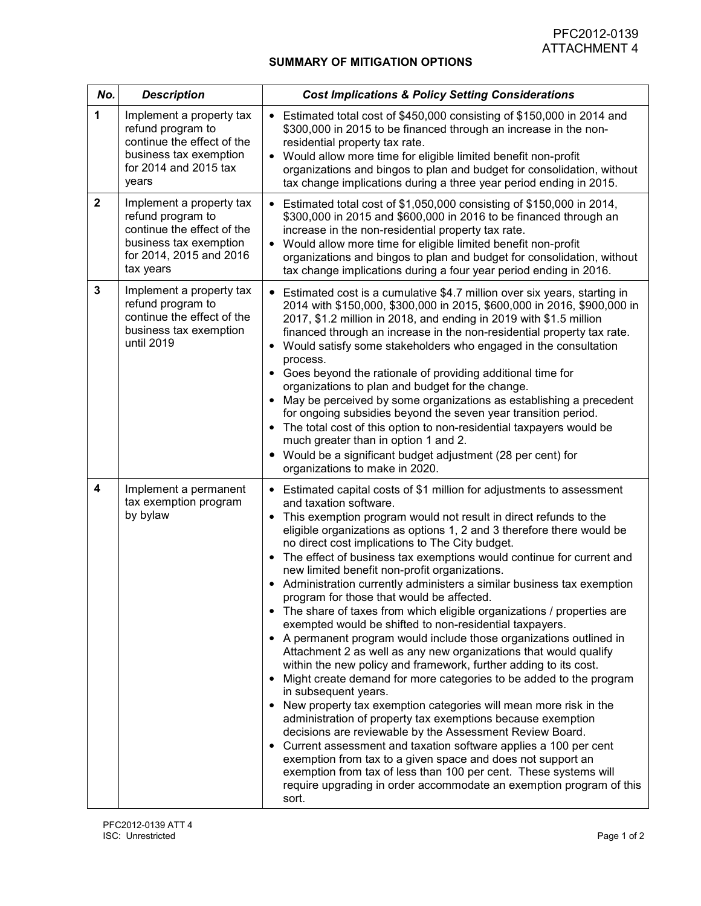PFC2012-0139
ATTACHMENT 4

## SUMMARY OF MITIGATION OPTIONS

| No. | Description | Cost Implications & Policy Setting Considerations |
|---|---|---|
| **1** | Implement a property tax refund program to continue the effect of the business tax exemption for 2014 and 2015 tax years | • Estimated total cost of $450,000 consisting of $150,000 in 2014 and $300,000 in 2015 to be financed through an increase in the non-residential property tax rate.<br>• Would allow more time for eligible limited benefit non-profit organizations and bingos to plan and budget for consolidation, without tax change implications during a three year period ending in 2015. |
| **2** | Implement a property tax refund program to continue the effect of the business tax exemption for 2014, 2015 and 2016 tax years | • Estimated total cost of $1,050,000 consisting of $150,000 in 2014, $300,000 in 2015 and $600,000 in 2016 to be financed through an increase in the non-residential property tax rate.<br>• Would allow more time for eligible limited benefit non-profit organizations and bingos to plan and budget for consolidation, without tax change implications during a four year period ending in 2016. |
| **3** | Implement a property tax refund program to continue the effect of the business tax exemption until 2019 | • Estimated cost is a cumulative $4.7 million over six years, starting in 2014 with $150,000, $300,000 in 2015, $600,000 in 2016, $900,000 in 2017, $1.2 million in 2018, and ending in 2019 with $1.5 million financed through an increase in the non-residential property tax rate.<br>• Would satisfy some stakeholders who engaged in the consultation process.<br>• Goes beyond the rationale of providing additional time for organizations to plan and budget for the change.<br>• May be perceived by some organizations as establishing a precedent for ongoing subsidies beyond the seven year transition period.<br>• The total cost of this option to non-residential taxpayers would be much greater than in option 1 and 2.<br>• Would be a significant budget adjustment (28 per cent) for organizations to make in 2020. |
| **4** | Implement a permanent tax exemption program by bylaw | • Estimated capital costs of $1 million for adjustments to assessment and taxation software.<br>• This exemption program would not result in direct refunds to the eligible organizations as options 1, 2 and 3 therefore there would be no direct cost implications to The City budget.<br>• The effect of business tax exemptions would continue for current and new limited benefit non-profit organizations.<br>• Administration currently administers a similar business tax exemption program for those that would be affected.<br>• The share of taxes from which eligible organizations / properties are exempted would be shifted to non-residential taxpayers.<br>• A permanent program would include those organizations outlined in Attachment 2 as well as any new organizations that would qualify within the new policy and framework, further adding to its cost.<br>• Might create demand for more categories to be added to the program in subsequent years.<br>• New property tax exemption categories will mean more risk in the administration of property tax exemptions because exemption decisions are reviewable by the Assessment Review Board.<br>• Current assessment and taxation software applies a 100 per cent exemption from tax to a given space and does not support an exemption from tax of less than 100 per cent. These systems will require upgrading in order accommodate an exemption program of this sort. |

PFC2012-0139 ATT 4
ISC: Unrestricted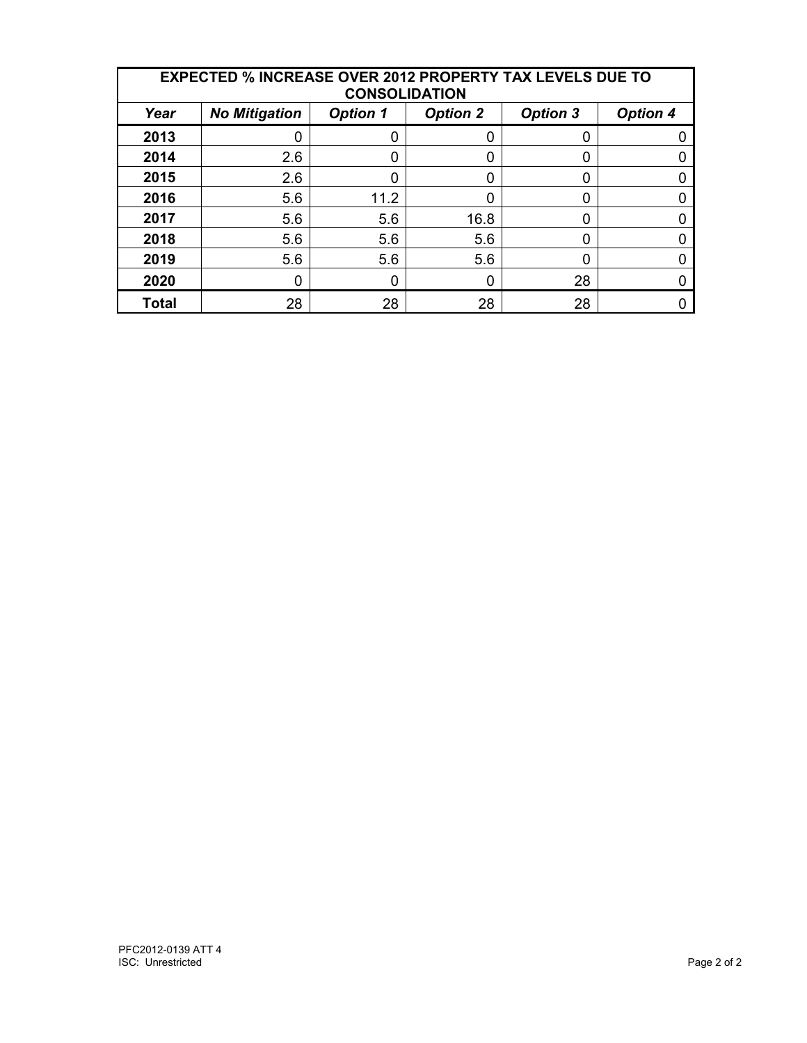| EXPECTED % INCREASE OVER 2012 PROPERTY TAX LEVELS DUE TO CONSOLIDATION | | | | | |
|---|---|---|---|---|---|
| ***Year*** | ***No Mitigation*** | ***Option 1*** | ***Option 2*** | ***Option 3*** | ***Option 4*** |
| **2013** | 0 | 0 | 0 | 0 | 0 |
| **2014** | 2.6 | 0 | 0 | 0 | 0 |
| **2015** | 2.6 | 0 | 0 | 0 | 0 |
| **2016** | 5.6 | 11.2 | 0 | 0 | 0 |
| **2017** | 5.6 | 5.6 | 16.8 | 0 | 0 |
| **2018** | 5.6 | 5.6 | 5.6 | 0 | 0 |
| **2019** | 5.6 | 5.6 | 5.6 | 0 | 0 |
| **2020** | 0 | 0 | 0 | 28 | 0 |
| **Total** | 28 | 28 | 28 | 28 | 0 |

PFC2012-0139 ATT 4
ISC: Unrestricted